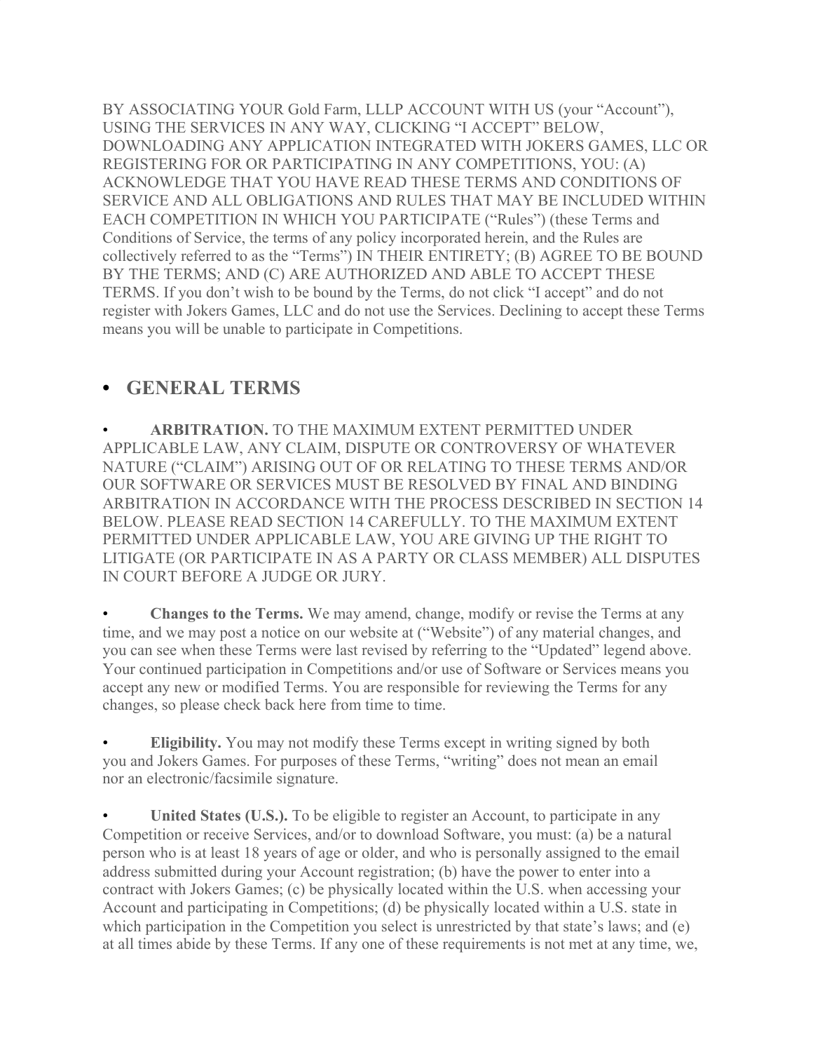BY ASSOCIATING YOUR Gold Farm, LLLP ACCOUNT WITH US (your "Account"), USING THE SERVICES IN ANY WAY, CLICKING "I ACCEPT" BELOW, DOWNLOADING ANY APPLICATION INTEGRATED WITH JOKERS GAMES, LLC OR REGISTERING FOR OR PARTICIPATING IN ANY COMPETITIONS, YOU: (A) ACKNOWLEDGE THAT YOU HAVE READ THESE TERMS AND CONDITIONS OF SERVICE AND ALL OBLIGATIONS AND RULES THAT MAY BE INCLUDED WITHIN EACH COMPETITION IN WHICH YOU PARTICIPATE ("Rules") (these Terms and Conditions of Service, the terms of any policy incorporated herein, and the Rules are collectively referred to as the "Terms") IN THEIR ENTIRETY; (B) AGREE TO BE BOUND BY THE TERMS; AND (C) ARE AUTHORIZED AND ABLE TO ACCEPT THESE TERMS. If you don't wish to be bound by the Terms, do not click "I accept" and do not register with Jokers Games, LLC and do not use the Services. Declining to accept these Terms means you will be unable to participate in Competitions.

## • GENERAL TERMS

- **ARBITRATION.** TO THE MAXIMUM EXTENT PERMITTED UNDER APPLICABLE LAW, ANY CLAIM, DISPUTE OR CONTROVERSY OF WHATEVER NATURE ("CLAIM") ARISING OUT OF OR RELATING TO THESE TERMS AND/OR OUR SOFTWARE OR SERVICES MUST BE RESOLVED BY FINAL AND BINDING ARBITRATION IN ACCORDANCE WITH THE PROCESS DESCRIBED IN SECTION 14 BELOW. PLEASE READ SECTION 14 CAREFULLY. TO THE MAXIMUM EXTENT PERMITTED UNDER APPLICABLE LAW, YOU ARE GIVING UP THE RIGHT TO LITIGATE (OR PARTICIPATE IN AS A PARTY OR CLASS MEMBER) ALL DISPUTES IN COURT BEFORE A JUDGE OR JURY.

- **Changes to the Terms.** We may amend, change, modify or revise the Terms at any time, and we may post a notice on our website at ("Website") of any material changes, and you can see when these Terms were last revised by referring to the "Updated" legend above. Your continued participation in Competitions and/or use of Software or Services means you accept any new or modified Terms. You are responsible for reviewing the Terms for any changes, so please check back here from time to time.

- **Eligibility.** You may not modify these Terms except in writing signed by both you and Jokers Games. For purposes of these Terms, "writing" does not mean an email nor an electronic/facsimile signature.

- **United States (U.S.).** To be eligible to register an Account, to participate in any Competition or receive Services, and/or to download Software, you must: (a) be a natural person who is at least 18 years of age or older, and who is personally assigned to the email address submitted during your Account registration; (b) have the power to enter into a contract with Jokers Games; (c) be physically located within the U.S. when accessing your Account and participating in Competitions; (d) be physically located within a U.S. state in which participation in the Competition you select is unrestricted by that state's laws; and (e) at all times abide by these Terms. If any one of these requirements is not met at any time, we,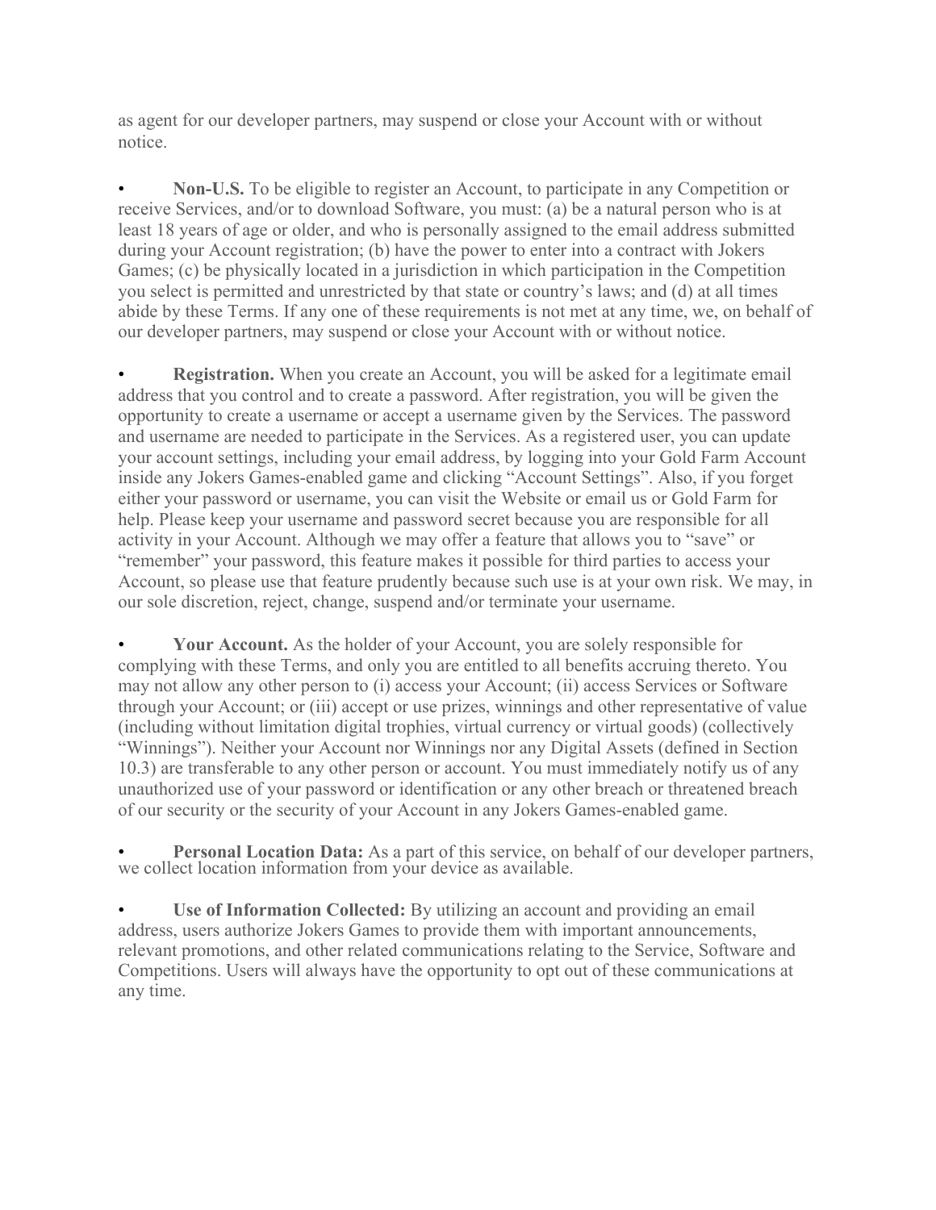as agent for our developer partners, may suspend or close your Account with or without notice.

- **Non-U.S.** To be eligible to register an Account, to participate in any Competition or receive Services, and/or to download Software, you must: (a) be a natural person who is at least 18 years of age or older, and who is personally assigned to the email address submitted during your Account registration; (b) have the power to enter into a contract with Jokers Games; (c) be physically located in a jurisdiction in which participation in the Competition you select is permitted and unrestricted by that state or country's laws; and (d) at all times abide by these Terms. If any one of these requirements is not met at any time, we, on behalf of our developer partners, may suspend or close your Account with or without notice.

- **Registration.** When you create an Account, you will be asked for a legitimate email address that you control and to create a password. After registration, you will be given the opportunity to create a username or accept a username given by the Services. The password and username are needed to participate in the Services. As a registered user, you can update your account settings, including your email address, by logging into your Gold Farm Account inside any Jokers Games-enabled game and clicking "Account Settings". Also, if you forget either your password or username, you can visit the Website or email us or Gold Farm for help. Please keep your username and password secret because you are responsible for all activity in your Account. Although we may offer a feature that allows you to "save" or "remember" your password, this feature makes it possible for third parties to access your Account, so please use that feature prudently because such use is at your own risk. We may, in our sole discretion, reject, change, suspend and/or terminate your username.

- **Your Account.** As the holder of your Account, you are solely responsible for complying with these Terms, and only you are entitled to all benefits accruing thereto. You may not allow any other person to (i) access your Account; (ii) access Services or Software through your Account; or (iii) accept or use prizes, winnings and other representative of value (including without limitation digital trophies, virtual currency or virtual goods) (collectively "Winnings"). Neither your Account nor Winnings nor any Digital Assets (defined in Section 10.3) are transferable to any other person or account. You must immediately notify us of any unauthorized use of your password or identification or any other breach or threatened breach of our security or the security of your Account in any Jokers Games-enabled game.

- **Personal Location Data:** As a part of this service, on behalf of our developer partners, we collect location information from your device as available.

- **Use of Information Collected:** By utilizing an account and providing an email address, users authorize Jokers Games to provide them with important announcements, relevant promotions, and other related communications relating to the Service, Software and Competitions. Users will always have the opportunity to opt out of these communications at any time.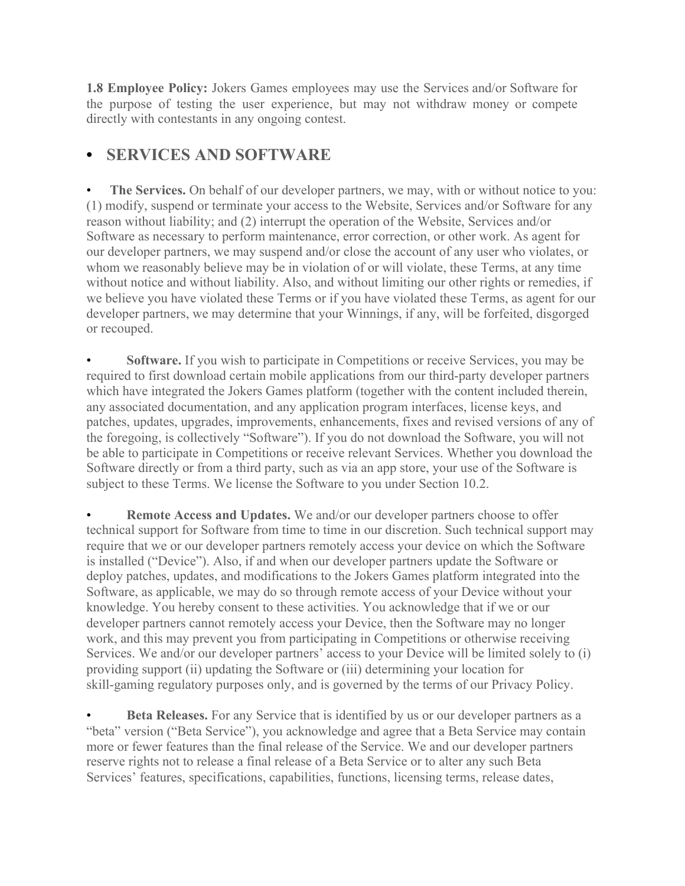**1.8 Employee Policy:** Jokers Games employees may use the Services and/or Software for the purpose of testing the user experience, but may not withdraw money or compete directly with contestants in any ongoing contest.

# • SERVICES AND SOFTWARE

- **The Services.** On behalf of our developer partners, we may, with or without notice to you: (1) modify, suspend or terminate your access to the Website, Services and/or Software for any reason without liability; and (2) interrupt the operation of the Website, Services and/or Software as necessary to perform maintenance, error correction, or other work. As agent for our developer partners, we may suspend and/or close the account of any user who violates, or whom we reasonably believe may be in violation of or will violate, these Terms, at any time without notice and without liability. Also, and without limiting our other rights or remedies, if we believe you have violated these Terms or if you have violated these Terms, as agent for our developer partners, we may determine that your Winnings, if any, will be forfeited, disgorged or recouped.

- **Software.** If you wish to participate in Competitions or receive Services, you may be required to first download certain mobile applications from our third-party developer partners which have integrated the Jokers Games platform (together with the content included therein, any associated documentation, and any application program interfaces, license keys, and patches, updates, upgrades, improvements, enhancements, fixes and revised versions of any of the foregoing, is collectively "Software"). If you do not download the Software, you will not be able to participate in Competitions or receive relevant Services. Whether you download the Software directly or from a third party, such as via an app store, your use of the Software is subject to these Terms. We license the Software to you under Section 10.2.

- **Remote Access and Updates.** We and/or our developer partners choose to offer technical support for Software from time to time in our discretion. Such technical support may require that we or our developer partners remotely access your device on which the Software is installed ("Device"). Also, if and when our developer partners update the Software or deploy patches, updates, and modifications to the Jokers Games platform integrated into the Software, as applicable, we may do so through remote access of your Device without your knowledge. You hereby consent to these activities. You acknowledge that if we or our developer partners cannot remotely access your Device, then the Software may no longer work, and this may prevent you from participating in Competitions or otherwise receiving Services. We and/or our developer partners' access to your Device will be limited solely to (i) providing support (ii) updating the Software or (iii) determining your location for skill-gaming regulatory purposes only, and is governed by the terms of our Privacy Policy.

- **Beta Releases.** For any Service that is identified by us or our developer partners as a "beta" version ("Beta Service"), you acknowledge and agree that a Beta Service may contain more or fewer features than the final release of the Service. We and our developer partners reserve rights not to release a final release of a Beta Service or to alter any such Beta Services' features, specifications, capabilities, functions, licensing terms, release dates,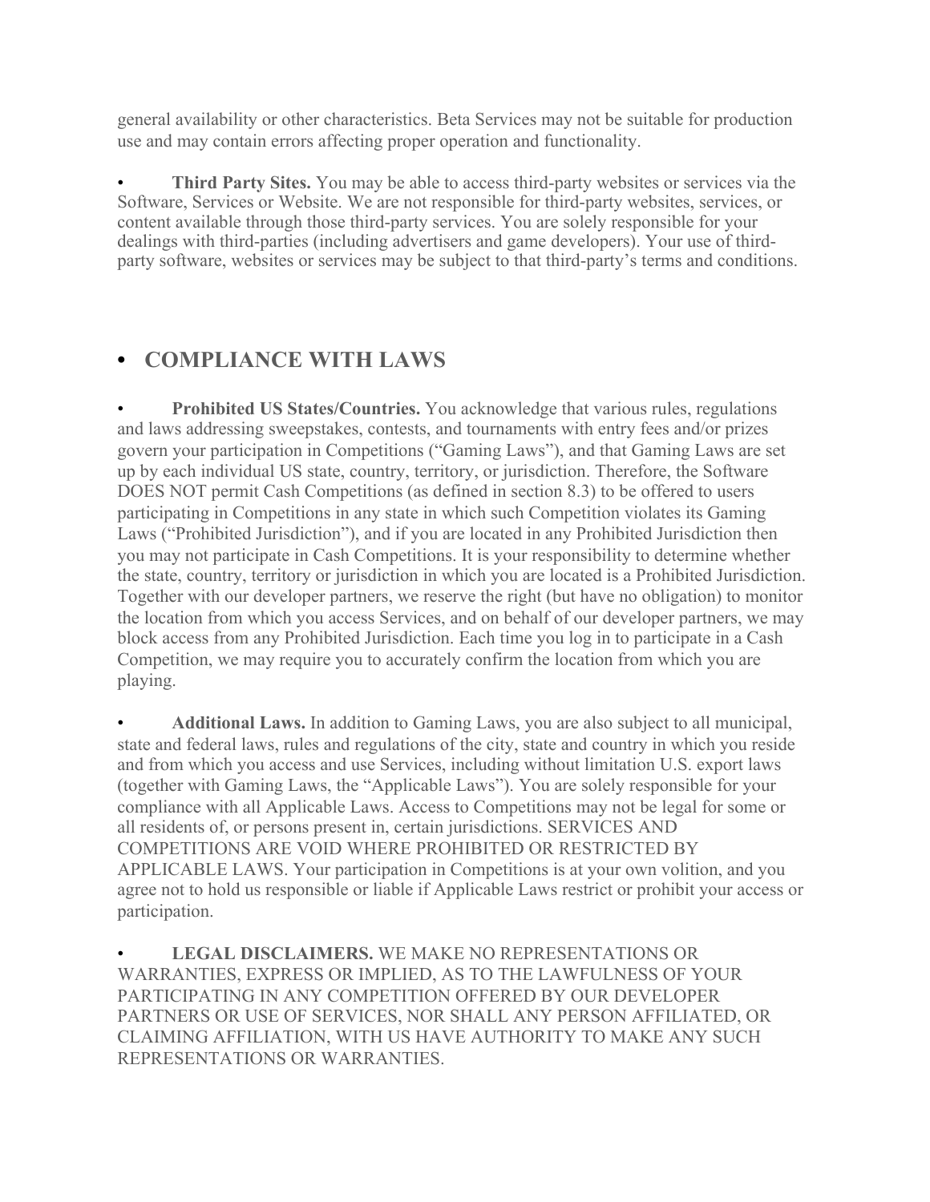general availability or other characteristics. Beta Services may not be suitable for production use and may contain errors affecting proper operation and functionality.

- **Third Party Sites.** You may be able to access third-party websites or services via the Software, Services or Website. We are not responsible for third-party websites, services, or content available through those third-party services. You are solely responsible for your dealings with third-parties (including advertisers and game developers). Your use of third-party software, websites or services may be subject to that third-party's terms and conditions.

## • COMPLIANCE WITH LAWS

- **Prohibited US States/Countries.** You acknowledge that various rules, regulations and laws addressing sweepstakes, contests, and tournaments with entry fees and/or prizes govern your participation in Competitions ("Gaming Laws"), and that Gaming Laws are set up by each individual US state, country, territory, or jurisdiction. Therefore, the Software DOES NOT permit Cash Competitions (as defined in section 8.3) to be offered to users participating in Competitions in any state in which such Competition violates its Gaming Laws ("Prohibited Jurisdiction"), and if you are located in any Prohibited Jurisdiction then you may not participate in Cash Competitions. It is your responsibility to determine whether the state, country, territory or jurisdiction in which you are located is a Prohibited Jurisdiction. Together with our developer partners, we reserve the right (but have no obligation) to monitor the location from which you access Services, and on behalf of our developer partners, we may block access from any Prohibited Jurisdiction. Each time you log in to participate in a Cash Competition, we may require you to accurately confirm the location from which you are playing.

- **Additional Laws.** In addition to Gaming Laws, you are also subject to all municipal, state and federal laws, rules and regulations of the city, state and country in which you reside and from which you access and use Services, including without limitation U.S. export laws (together with Gaming Laws, the "Applicable Laws"). You are solely responsible for your compliance with all Applicable Laws. Access to Competitions may not be legal for some or all residents of, or persons present in, certain jurisdictions. SERVICES AND COMPETITIONS ARE VOID WHERE PROHIBITED OR RESTRICTED BY APPLICABLE LAWS. Your participation in Competitions is at your own volition, and you agree not to hold us responsible or liable if Applicable Laws restrict or prohibit your access or participation.

- **LEGAL DISCLAIMERS.** WE MAKE NO REPRESENTATIONS OR WARRANTIES, EXPRESS OR IMPLIED, AS TO THE LAWFULNESS OF YOUR PARTICIPATING IN ANY COMPETITION OFFERED BY OUR DEVELOPER PARTNERS OR USE OF SERVICES, NOR SHALL ANY PERSON AFFILIATED, OR CLAIMING AFFILIATION, WITH US HAVE AUTHORITY TO MAKE ANY SUCH REPRESENTATIONS OR WARRANTIES.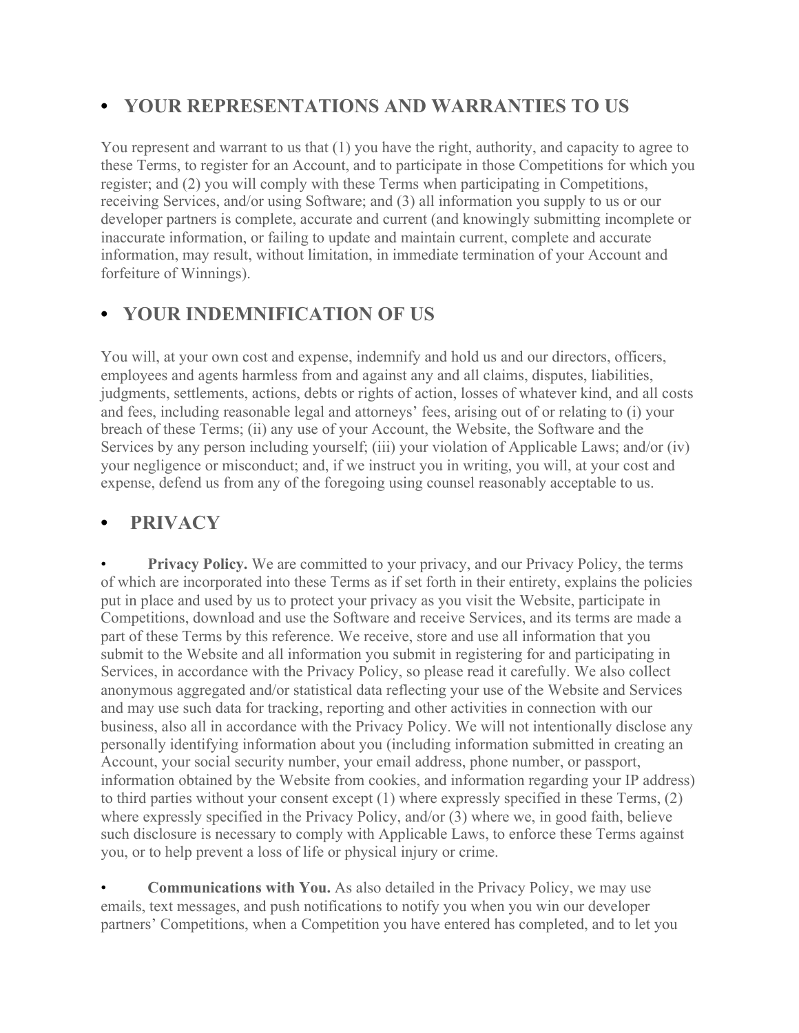## • YOUR REPRESENTATIONS AND WARRANTIES TO US

You represent and warrant to us that (1) you have the right, authority, and capacity to agree to these Terms, to register for an Account, and to participate in those Competitions for which you register; and (2) you will comply with these Terms when participating in Competitions, receiving Services, and/or using Software; and (3) all information you supply to us or our developer partners is complete, accurate and current (and knowingly submitting incomplete or inaccurate information, or failing to update and maintain current, complete and accurate information, may result, without limitation, in immediate termination of your Account and forfeiture of Winnings).

## • YOUR INDEMNIFICATION OF US

You will, at your own cost and expense, indemnify and hold us and our directors, officers, employees and agents harmless from and against any and all claims, disputes, liabilities, judgments, settlements, actions, debts or rights of action, losses of whatever kind, and all costs and fees, including reasonable legal and attorneys' fees, arising out of or relating to (i) your breach of these Terms; (ii) any use of your Account, the Website, the Software and the Services by any person including yourself; (iii) your violation of Applicable Laws; and/or (iv) your negligence or misconduct; and, if we instruct you in writing, you will, at your cost and expense, defend us from any of the foregoing using counsel reasonably acceptable to us.

## • PRIVACY

- **Privacy Policy.** We are committed to your privacy, and our Privacy Policy, the terms of which are incorporated into these Terms as if set forth in their entirety, explains the policies put in place and used by us to protect your privacy as you visit the Website, participate in Competitions, download and use the Software and receive Services, and its terms are made a part of these Terms by this reference. We receive, store and use all information that you submit to the Website and all information you submit in registering for and participating in Services, in accordance with the Privacy Policy, so please read it carefully. We also collect anonymous aggregated and/or statistical data reflecting your use of the Website and Services and may use such data for tracking, reporting and other activities in connection with our business, also all in accordance with the Privacy Policy. We will not intentionally disclose any personally identifying information about you (including information submitted in creating an Account, your social security number, your email address, phone number, or passport, information obtained by the Website from cookies, and information regarding your IP address) to third parties without your consent except (1) where expressly specified in these Terms, (2) where expressly specified in the Privacy Policy, and/or (3) where we, in good faith, believe such disclosure is necessary to comply with Applicable Laws, to enforce these Terms against you, or to help prevent a loss of life or physical injury or crime.

- **Communications with You.** As also detailed in the Privacy Policy, we may use emails, text messages, and push notifications to notify you when you win our developer partners' Competitions, when a Competition you have entered has completed, and to let you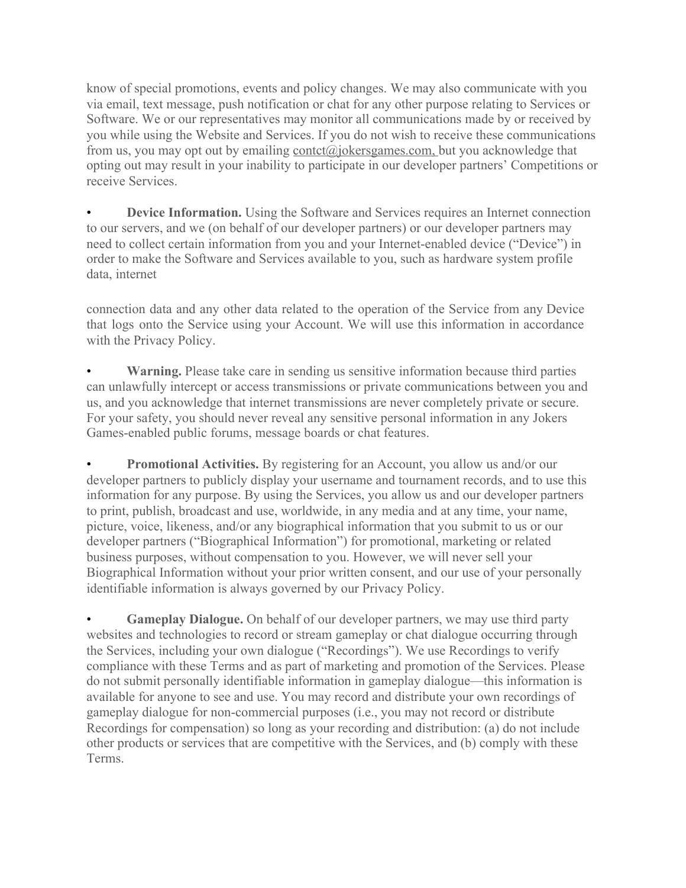know of special promotions, events and policy changes. We may also communicate with you via email, text message, push notification or chat for any other purpose relating to Services or Software. We or our representatives may monitor all communications made by or received by you while using the Website and Services. If you do not wish to receive these communications from us, you may opt out by emailing contct@jokersgames.com, but you acknowledge that opting out may result in your inability to participate in our developer partners' Competitions or receive Services.

- **Device Information.** Using the Software and Services requires an Internet connection to our servers, and we (on behalf of our developer partners) or our developer partners may need to collect certain information from you and your Internet-enabled device ("Device") in order to make the Software and Services available to you, such as hardware system profile data, internet connection data and any other data related to the operation of the Service from any Device that logs onto the Service using your Account. We will use this information in accordance with the Privacy Policy.

- **Warning.** Please take care in sending us sensitive information because third parties can unlawfully intercept or access transmissions or private communications between you and us, and you acknowledge that internet transmissions are never completely private or secure. For your safety, you should never reveal any sensitive personal information in any Jokers Games-enabled public forums, message boards or chat features.

- **Promotional Activities.** By registering for an Account, you allow us and/or our developer partners to publicly display your username and tournament records, and to use this information for any purpose. By using the Services, you allow us and our developer partners to print, publish, broadcast and use, worldwide, in any media and at any time, your name, picture, voice, likeness, and/or any biographical information that you submit to us or our developer partners ("Biographical Information") for promotional, marketing or related business purposes, without compensation to you. However, we will never sell your Biographical Information without your prior written consent, and our use of your personally identifiable information is always governed by our Privacy Policy.

- **Gameplay Dialogue.** On behalf of our developer partners, we may use third party websites and technologies to record or stream gameplay or chat dialogue occurring through the Services, including your own dialogue ("Recordings"). We use Recordings to verify compliance with these Terms and as part of marketing and promotion of the Services. Please do not submit personally identifiable information in gameplay dialogue—this information is available for anyone to see and use. You may record and distribute your own recordings of gameplay dialogue for non-commercial purposes (i.e., you may not record or distribute Recordings for compensation) so long as your recording and distribution: (a) do not include other products or services that are competitive with the Services, and (b) comply with these Terms.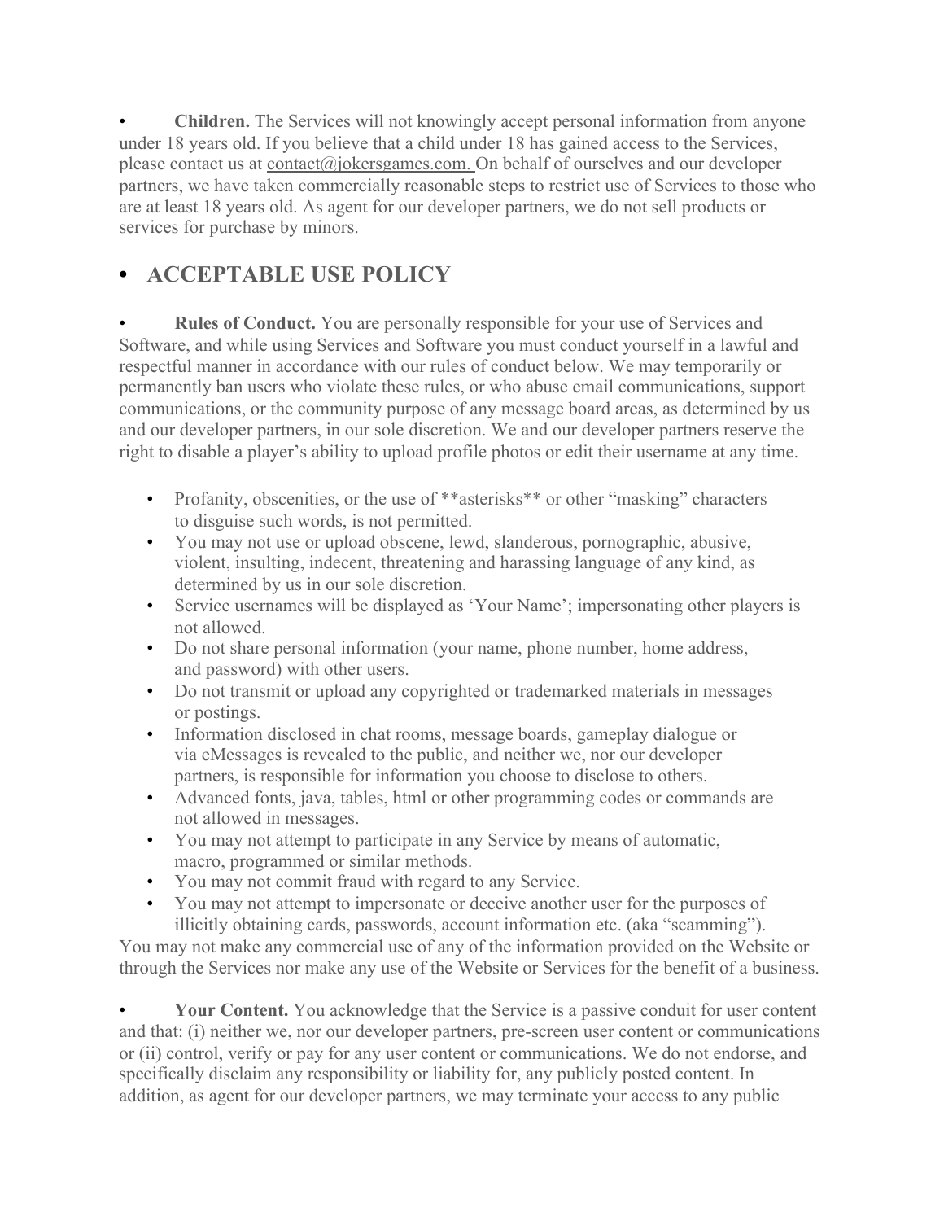- **Children.** The Services will not knowingly accept personal information from anyone under 18 years old. If you believe that a child under 18 has gained access to the Services, please contact us at contact@jokersgames.com. On behalf of ourselves and our developer partners, we have taken commercially reasonable steps to restrict use of Services to those who are at least 18 years old. As agent for our developer partners, we do not sell products or services for purchase by minors.

## • ACCEPTABLE USE POLICY

- **Rules of Conduct.** You are personally responsible for your use of Services and Software, and while using Services and Software you must conduct yourself in a lawful and respectful manner in accordance with our rules of conduct below. We may temporarily or permanently ban users who violate these rules, or who abuse email communications, support communications, or the community purpose of any message board areas, as determined by us and our developer partners, in our sole discretion. We and our developer partners reserve the right to disable a player's ability to upload profile photos or edit their username at any time.

  - Profanity, obscenities, or the use of **asterisks** or other "masking" characters to disguise such words, is not permitted.
  - You may not use or upload obscene, lewd, slanderous, pornographic, abusive, violent, insulting, indecent, threatening and harassing language of any kind, as determined by us in our sole discretion.
  - Service usernames will be displayed as 'Your Name'; impersonating other players is not allowed.
  - Do not share personal information (your name, phone number, home address, and password) with other users.
  - Do not transmit or upload any copyrighted or trademarked materials in messages or postings.
  - Information disclosed in chat rooms, message boards, gameplay dialogue or via eMessages is revealed to the public, and neither we, nor our developer partners, is responsible for information you choose to disclose to others.
  - Advanced fonts, java, tables, html or other programming codes or commands are not allowed in messages.
  - You may not attempt to participate in any Service by means of automatic, macro, programmed or similar methods.
  - You may not commit fraud with regard to any Service.
  - You may not attempt to impersonate or deceive another user for the purposes of illicitly obtaining cards, passwords, account information etc. (aka "scamming").

You may not make any commercial use of any of the information provided on the Website or through the Services nor make any use of the Website or Services for the benefit of a business.

- **Your Content.** You acknowledge that the Service is a passive conduit for user content and that: (i) neither we, nor our developer partners, pre-screen user content or communications or (ii) control, verify or pay for any user content or communications. We do not endorse, and specifically disclaim any responsibility or liability for, any publicly posted content. In addition, as agent for our developer partners, we may terminate your access to any public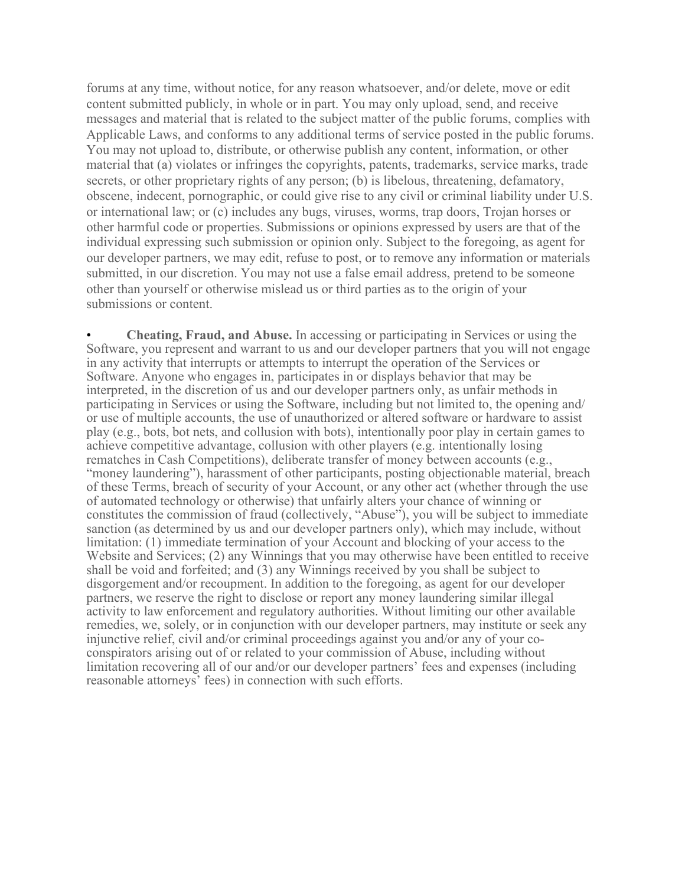forums at any time, without notice, for any reason whatsoever, and/or delete, move or edit content submitted publicly, in whole or in part. You may only upload, send, and receive messages and material that is related to the subject matter of the public forums, complies with Applicable Laws, and conforms to any additional terms of service posted in the public forums. You may not upload to, distribute, or otherwise publish any content, information, or other material that (a) violates or infringes the copyrights, patents, trademarks, service marks, trade secrets, or other proprietary rights of any person; (b) is libelous, threatening, defamatory, obscene, indecent, pornographic, or could give rise to any civil or criminal liability under U.S. or international law; or (c) includes any bugs, viruses, worms, trap doors, Trojan horses or other harmful code or properties. Submissions or opinions expressed by users are that of the individual expressing such submission or opinion only. Subject to the foregoing, as agent for our developer partners, we may edit, refuse to post, or to remove any information or materials submitted, in our discretion. You may not use a false email address, pretend to be someone other than yourself or otherwise mislead us or third parties as to the origin of your submissions or content.

- **Cheating, Fraud, and Abuse.** In accessing or participating in Services or using the Software, you represent and warrant to us and our developer partners that you will not engage in any activity that interrupts or attempts to interrupt the operation of the Services or Software. Anyone who engages in, participates in or displays behavior that may be interpreted, in the discretion of us and our developer partners only, as unfair methods in participating in Services or using the Software, including but not limited to, the opening and/or use of multiple accounts, the use of unauthorized or altered software or hardware to assist play (e.g., bots, bot nets, and collusion with bots), intentionally poor play in certain games to achieve competitive advantage, collusion with other players (e.g. intentionally losing rematches in Cash Competitions), deliberate transfer of money between accounts (e.g., "money laundering"), harassment of other participants, posting objectionable material, breach of these Terms, breach of security of your Account, or any other act (whether through the use of automated technology or otherwise) that unfairly alters your chance of winning or constitutes the commission of fraud (collectively, "Abuse"), you will be subject to immediate sanction (as determined by us and our developer partners only), which may include, without limitation: (1) immediate termination of your Account and blocking of your access to the Website and Services; (2) any Winnings that you may otherwise have been entitled to receive shall be void and forfeited; and (3) any Winnings received by you shall be subject to disgorgement and/or recoupment. In addition to the foregoing, as agent for our developer partners, we reserve the right to disclose or report any money laundering similar illegal activity to law enforcement and regulatory authorities. Without limiting our other available remedies, we, solely, or in conjunction with our developer partners, may institute or seek any injunctive relief, civil and/or criminal proceedings against you and/or any of your co-conspirators arising out of or related to your commission of Abuse, including without limitation recovering all of our and/or our developer partners' fees and expenses (including reasonable attorneys' fees) in connection with such efforts.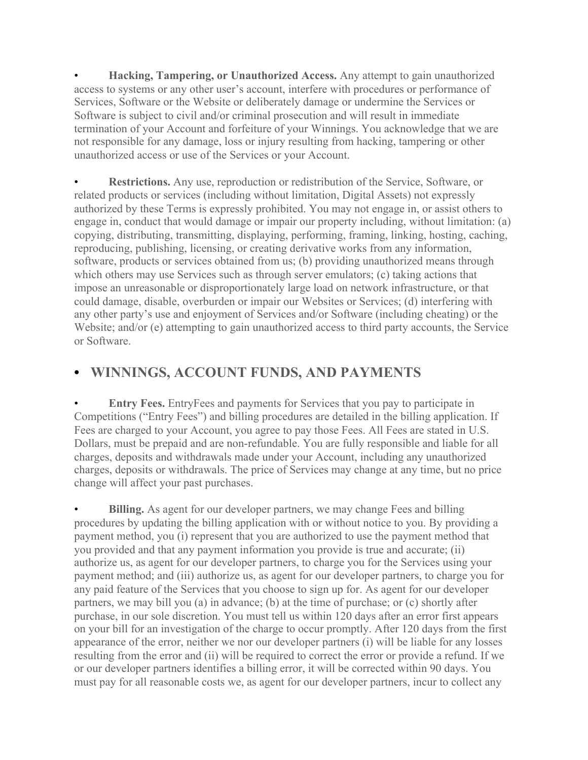- **Hacking, Tampering, or Unauthorized Access.** Any attempt to gain unauthorized access to systems or any other user's account, interfere with procedures or performance of Services, Software or the Website or deliberately damage or undermine the Services or Software is subject to civil and/or criminal prosecution and will result in immediate termination of your Account and forfeiture of your Winnings. You acknowledge that we are not responsible for any damage, loss or injury resulting from hacking, tampering or other unauthorized access or use of the Services or your Account.

- **Restrictions.** Any use, reproduction or redistribution of the Service, Software, or related products or services (including without limitation, Digital Assets) not expressly authorized by these Terms is expressly prohibited. You may not engage in, or assist others to engage in, conduct that would damage or impair our property including, without limitation: (a) copying, distributing, transmitting, displaying, performing, framing, linking, hosting, caching, reproducing, publishing, licensing, or creating derivative works from any information, software, products or services obtained from us; (b) providing unauthorized means through which others may use Services such as through server emulators; (c) taking actions that impose an unreasonable or disproportionately large load on network infrastructure, or that could damage, disable, overburden or impair our Websites or Services; (d) interfering with any other party's use and enjoyment of Services and/or Software (including cheating) or the Website; and/or (e) attempting to gain unauthorized access to third party accounts, the Service or Software.

## • WINNINGS, ACCOUNT FUNDS, AND PAYMENTS

- **Entry Fees.** EntryFees and payments for Services that you pay to participate in Competitions ("Entry Fees") and billing procedures are detailed in the billing application. If Fees are charged to your Account, you agree to pay those Fees. All Fees are stated in U.S. Dollars, must be prepaid and are non-refundable. You are fully responsible and liable for all charges, deposits and withdrawals made under your Account, including any unauthorized charges, deposits or withdrawals. The price of Services may change at any time, but no price change will affect your past purchases.

- **Billing.** As agent for our developer partners, we may change Fees and billing procedures by updating the billing application with or without notice to you. By providing a payment method, you (i) represent that you are authorized to use the payment method that you provided and that any payment information you provide is true and accurate; (ii) authorize us, as agent for our developer partners, to charge you for the Services using your payment method; and (iii) authorize us, as agent for our developer partners, to charge you for any paid feature of the Services that you choose to sign up for. As agent for our developer partners, we may bill you (a) in advance; (b) at the time of purchase; or (c) shortly after purchase, in our sole discretion. You must tell us within 120 days after an error first appears on your bill for an investigation of the charge to occur promptly. After 120 days from the first appearance of the error, neither we nor our developer partners (i) will be liable for any losses resulting from the error and (ii) will be required to correct the error or provide a refund. If we or our developer partners identifies a billing error, it will be corrected within 90 days. You must pay for all reasonable costs we, as agent for our developer partners, incur to collect any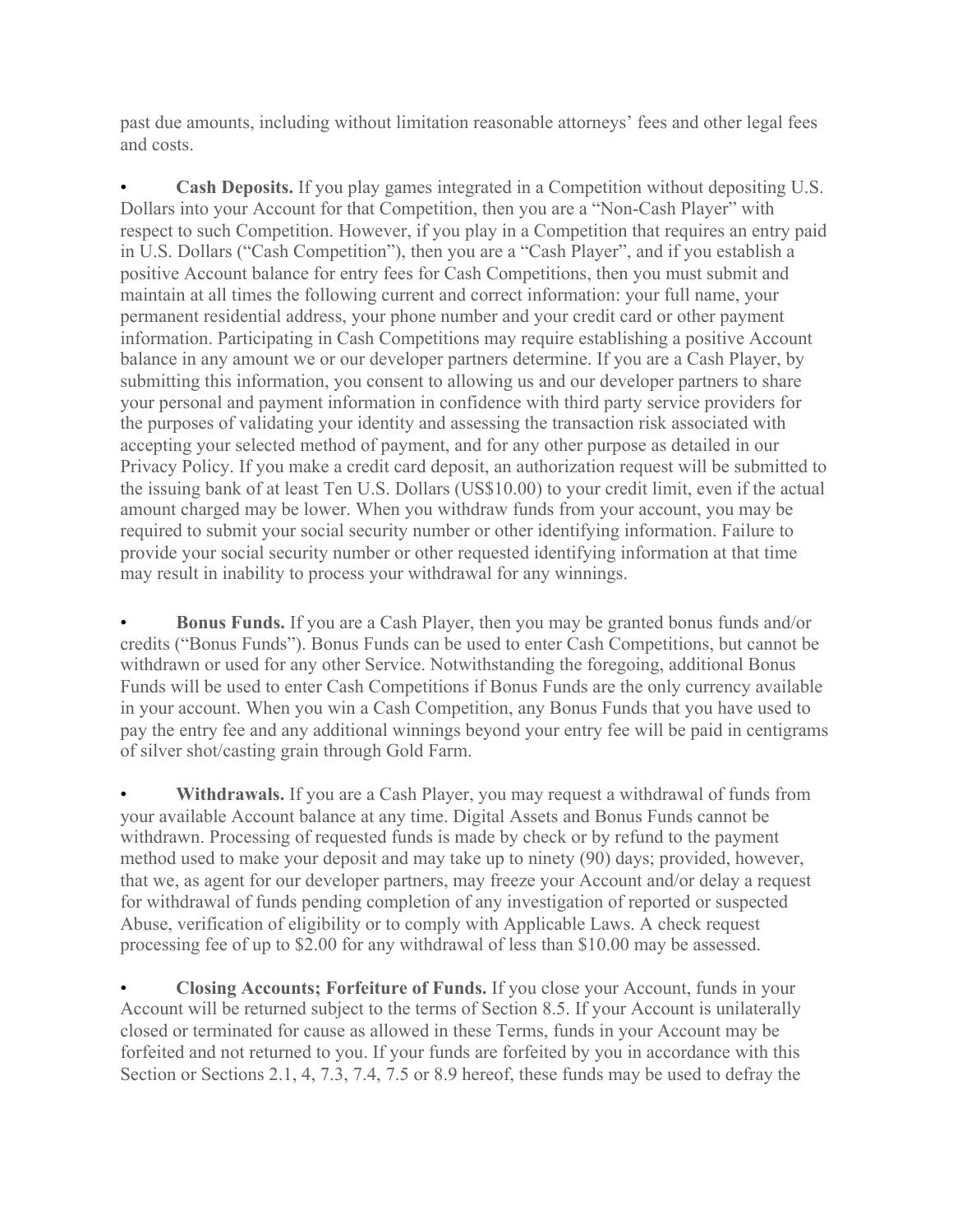past due amounts, including without limitation reasonable attorneys' fees and other legal fees and costs.

- **Cash Deposits.** If you play games integrated in a Competition without depositing U.S. Dollars into your Account for that Competition, then you are a "Non-Cash Player" with respect to such Competition. However, if you play in a Competition that requires an entry paid in U.S. Dollars ("Cash Competition"), then you are a "Cash Player", and if you establish a positive Account balance for entry fees for Cash Competitions, then you must submit and maintain at all times the following current and correct information: your full name, your permanent residential address, your phone number and your credit card or other payment information. Participating in Cash Competitions may require establishing a positive Account balance in any amount we or our developer partners determine. If you are a Cash Player, by submitting this information, you consent to allowing us and our developer partners to share your personal and payment information in confidence with third party service providers for the purposes of validating your identity and assessing the transaction risk associated with accepting your selected method of payment, and for any other purpose as detailed in our Privacy Policy. If you make a credit card deposit, an authorization request will be submitted to the issuing bank of at least Ten U.S. Dollars (US$10.00) to your credit limit, even if the actual amount charged may be lower. When you withdraw funds from your account, you may be required to submit your social security number or other identifying information. Failure to provide your social security number or other requested identifying information at that time may result in inability to process your withdrawal for any winnings.

- **Bonus Funds.** If you are a Cash Player, then you may be granted bonus funds and/or credits ("Bonus Funds"). Bonus Funds can be used to enter Cash Competitions, but cannot be withdrawn or used for any other Service. Notwithstanding the foregoing, additional Bonus Funds will be used to enter Cash Competitions if Bonus Funds are the only currency available in your account. When you win a Cash Competition, any Bonus Funds that you have used to pay the entry fee and any additional winnings beyond your entry fee will be paid in centigrams of silver shot/casting grain through Gold Farm.

- **Withdrawals.** If you are a Cash Player, you may request a withdrawal of funds from your available Account balance at any time. Digital Assets and Bonus Funds cannot be withdrawn. Processing of requested funds is made by check or by refund to the payment method used to make your deposit and may take up to ninety (90) days; provided, however, that we, as agent for our developer partners, may freeze your Account and/or delay a request for withdrawal of funds pending completion of any investigation of reported or suspected Abuse, verification of eligibility or to comply with Applicable Laws. A check request processing fee of up to $2.00 for any withdrawal of less than $10.00 may be assessed.

- **Closing Accounts; Forfeiture of Funds.** If you close your Account, funds in your Account will be returned subject to the terms of Section 8.5. If your Account is unilaterally closed or terminated for cause as allowed in these Terms, funds in your Account may be forfeited and not returned to you. If your funds are forfeited by you in accordance with this Section or Sections 2.1, 4, 7.3, 7.4, 7.5 or 8.9 hereof, these funds may be used to defray the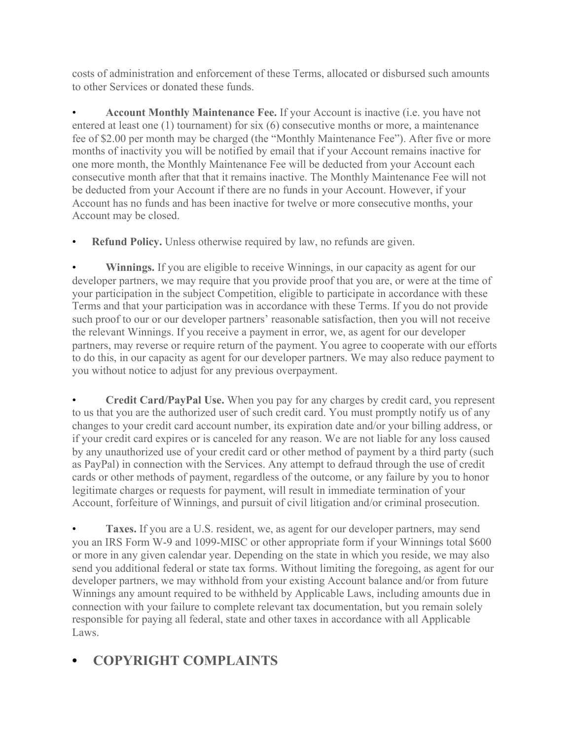costs of administration and enforcement of these Terms, allocated or disbursed such amounts to other Services or donated these funds.

- **Account Monthly Maintenance Fee.** If your Account is inactive (i.e. you have not entered at least one (1) tournament) for six (6) consecutive months or more, a maintenance fee of $2.00 per month may be charged (the "Monthly Maintenance Fee"). After five or more months of inactivity you will be notified by email that if your Account remains inactive for one more month, the Monthly Maintenance Fee will be deducted from your Account each consecutive month after that that it remains inactive. The Monthly Maintenance Fee will not be deducted from your Account if there are no funds in your Account. However, if your Account has no funds and has been inactive for twelve or more consecutive months, your Account may be closed.

- **Refund Policy.** Unless otherwise required by law, no refunds are given.

- **Winnings.** If you are eligible to receive Winnings, in our capacity as agent for our developer partners, we may require that you provide proof that you are, or were at the time of your participation in the subject Competition, eligible to participate in accordance with these Terms and that your participation was in accordance with these Terms. If you do not provide such proof to our or our developer partners' reasonable satisfaction, then you will not receive the relevant Winnings. If you receive a payment in error, we, as agent for our developer partners, may reverse or require return of the payment. You agree to cooperate with our efforts to do this, in our capacity as agent for our developer partners. We may also reduce payment to you without notice to adjust for any previous overpayment.

- **Credit Card/PayPal Use.** When you pay for any charges by credit card, you represent to us that you are the authorized user of such credit card. You must promptly notify us of any changes to your credit card account number, its expiration date and/or your billing address, or if your credit card expires or is canceled for any reason. We are not liable for any loss caused by any unauthorized use of your credit card or other method of payment by a third party (such as PayPal) in connection with the Services. Any attempt to defraud through the use of credit cards or other methods of payment, regardless of the outcome, or any failure by you to honor legitimate charges or requests for payment, will result in immediate termination of your Account, forfeiture of Winnings, and pursuit of civil litigation and/or criminal prosecution.

- **Taxes.** If you are a U.S. resident, we, as agent for our developer partners, may send you an IRS Form W-9 and 1099-MISC or other appropriate form if your Winnings total $600 or more in any given calendar year. Depending on the state in which you reside, we may also send you additional federal or state tax forms. Without limiting the foregoing, as agent for our developer partners, we may withhold from your existing Account balance and/or from future Winnings any amount required to be withheld by Applicable Laws, including amounts due in connection with your failure to complete relevant tax documentation, but you remain solely responsible for paying all federal, state and other taxes in accordance with all Applicable Laws.

## • COPYRIGHT COMPLAINTS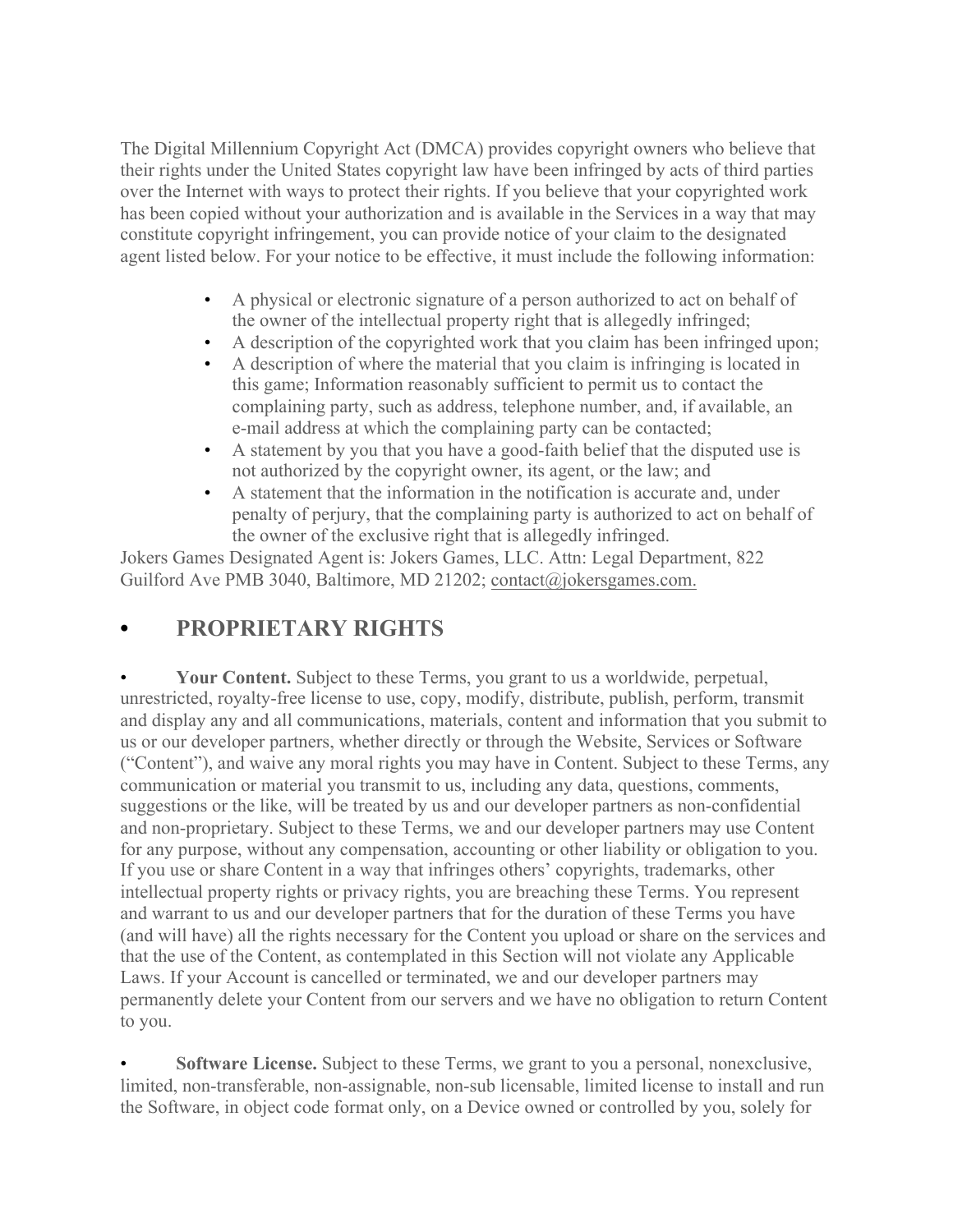The Digital Millennium Copyright Act (DMCA) provides copyright owners who believe that their rights under the United States copyright law have been infringed by acts of third parties over the Internet with ways to protect their rights. If you believe that your copyrighted work has been copied without your authorization and is available in the Services in a way that may constitute copyright infringement, you can provide notice of your claim to the designated agent listed below. For your notice to be effective, it must include the following information:

- A physical or electronic signature of a person authorized to act on behalf of the owner of the intellectual property right that is allegedly infringed;
- A description of the copyrighted work that you claim has been infringed upon;
- A description of where the material that you claim is infringing is located in this game; Information reasonably sufficient to permit us to contact the complaining party, such as address, telephone number, and, if available, an e-mail address at which the complaining party can be contacted;
- A statement by you that you have a good-faith belief that the disputed use is not authorized by the copyright owner, its agent, or the law; and
- A statement that the information in the notification is accurate and, under penalty of perjury, that the complaining party is authorized to act on behalf of the owner of the exclusive right that is allegedly infringed.

Jokers Games Designated Agent is: Jokers Games, LLC. Attn: Legal Department, 822 Guilford Ave PMB 3040, Baltimore, MD 21202; contact@jokersgames.com.

## • PROPRIETARY RIGHTS

• **Your Content.** Subject to these Terms, you grant to us a worldwide, perpetual, unrestricted, royalty-free license to use, copy, modify, distribute, publish, perform, transmit and display any and all communications, materials, content and information that you submit to us or our developer partners, whether directly or through the Website, Services or Software ("Content"), and waive any moral rights you may have in Content. Subject to these Terms, any communication or material you transmit to us, including any data, questions, comments, suggestions or the like, will be treated by us and our developer partners as non-confidential and non-proprietary. Subject to these Terms, we and our developer partners may use Content for any purpose, without any compensation, accounting or other liability or obligation to you. If you use or share Content in a way that infringes others' copyrights, trademarks, other intellectual property rights or privacy rights, you are breaching these Terms. You represent and warrant to us and our developer partners that for the duration of these Terms you have (and will have) all the rights necessary for the Content you upload or share on the services and that the use of the Content, as contemplated in this Section will not violate any Applicable Laws. If your Account is cancelled or terminated, we and our developer partners may permanently delete your Content from our servers and we have no obligation to return Content to you.

• **Software License.** Subject to these Terms, we grant to you a personal, nonexclusive, limited, non-transferable, non-assignable, non-sub licensable, limited license to install and run the Software, in object code format only, on a Device owned or controlled by you, solely for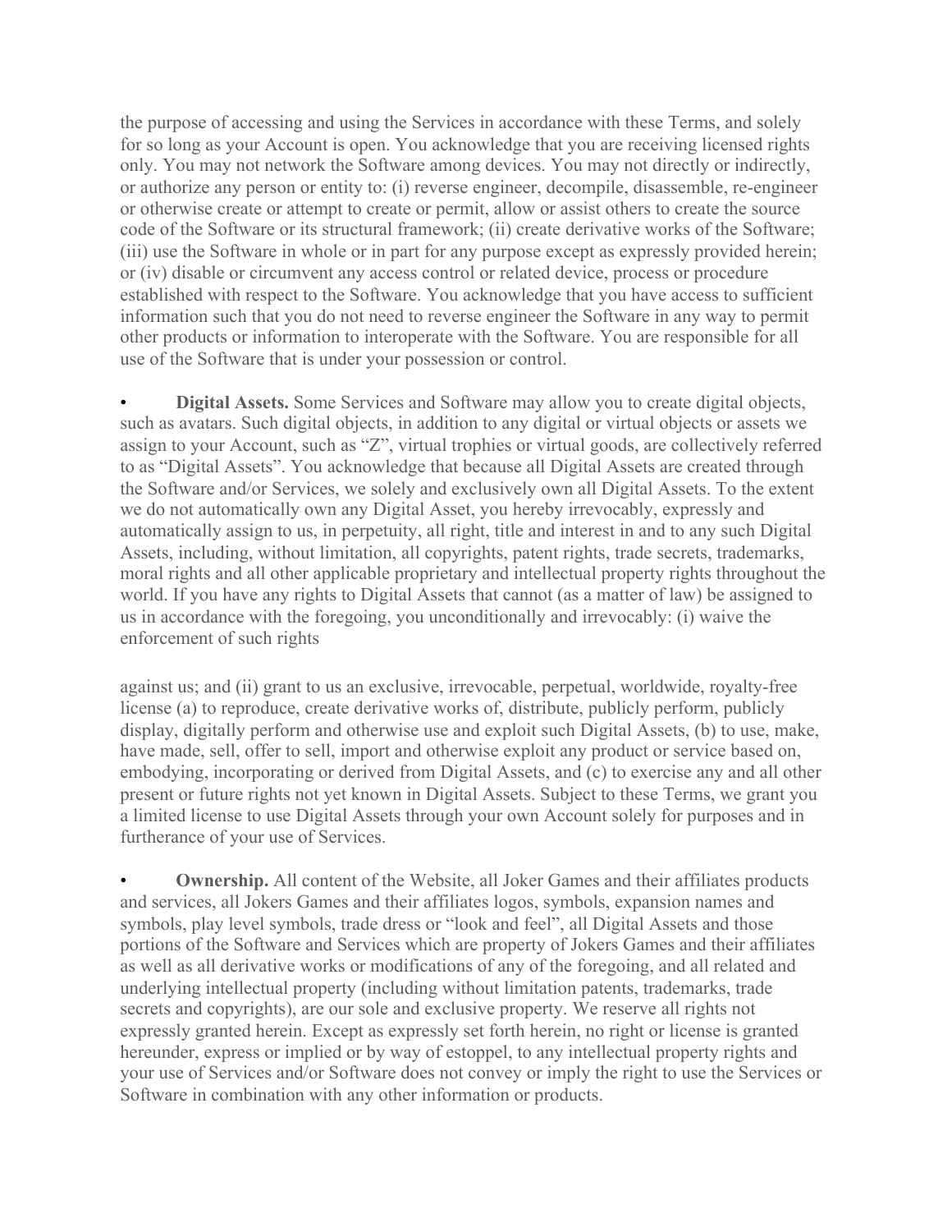the purpose of accessing and using the Services in accordance with these Terms, and solely for so long as your Account is open. You acknowledge that you are receiving licensed rights only. You may not network the Software among devices. You may not directly or indirectly, or authorize any person or entity to: (i) reverse engineer, decompile, disassemble, re-engineer or otherwise create or attempt to create or permit, allow or assist others to create the source code of the Software or its structural framework; (ii) create derivative works of the Software; (iii) use the Software in whole or in part for any purpose except as expressly provided herein; or (iv) disable or circumvent any access control or related device, process or procedure established with respect to the Software. You acknowledge that you have access to sufficient information such that you do not need to reverse engineer the Software in any way to permit other products or information to interoperate with the Software. You are responsible for all use of the Software that is under your possession or control.

- **Digital Assets.** Some Services and Software may allow you to create digital objects, such as avatars. Such digital objects, in addition to any digital or virtual objects or assets we assign to your Account, such as "Z", virtual trophies or virtual goods, are collectively referred to as "Digital Assets". You acknowledge that because all Digital Assets are created through the Software and/or Services, we solely and exclusively own all Digital Assets. To the extent we do not automatically own any Digital Asset, you hereby irrevocably, expressly and automatically assign to us, in perpetuity, all right, title and interest in and to any such Digital Assets, including, without limitation, all copyrights, patent rights, trade secrets, trademarks, moral rights and all other applicable proprietary and intellectual property rights throughout the world. If you have any rights to Digital Assets that cannot (as a matter of law) be assigned to us in accordance with the foregoing, you unconditionally and irrevocably: (i) waive the enforcement of such rights

against us; and (ii) grant to us an exclusive, irrevocable, perpetual, worldwide, royalty-free license (a) to reproduce, create derivative works of, distribute, publicly perform, publicly display, digitally perform and otherwise use and exploit such Digital Assets, (b) to use, make, have made, sell, offer to sell, import and otherwise exploit any product or service based on, embodying, incorporating or derived from Digital Assets, and (c) to exercise any and all other present or future rights not yet known in Digital Assets. Subject to these Terms, we grant you a limited license to use Digital Assets through your own Account solely for purposes and in furtherance of your use of Services.

- **Ownership.** All content of the Website, all Joker Games and their affiliates products and services, all Jokers Games and their affiliates logos, symbols, expansion names and symbols, play level symbols, trade dress or "look and feel", all Digital Assets and those portions of the Software and Services which are property of Jokers Games and their affiliates as well as all derivative works or modifications of any of the foregoing, and all related and underlying intellectual property (including without limitation patents, trademarks, trade secrets and copyrights), are our sole and exclusive property. We reserve all rights not expressly granted herein. Except as expressly set forth herein, no right or license is granted hereunder, express or implied or by way of estoppel, to any intellectual property rights and your use of Services and/or Software does not convey or imply the right to use the Services or Software in combination with any other information or products.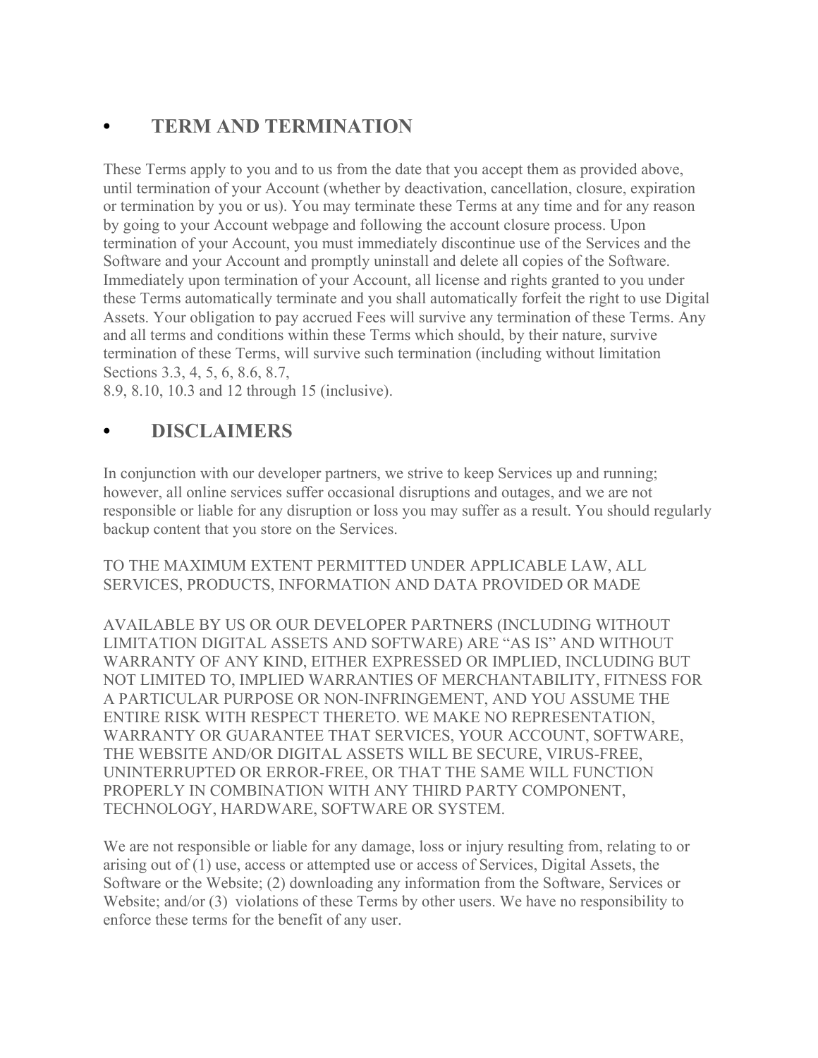- ## TERM AND TERMINATION

These Terms apply to you and to us from the date that you accept them as provided above, until termination of your Account (whether by deactivation, cancellation, closure, expiration or termination by you or us). You may terminate these Terms at any time and for any reason by going to your Account webpage and following the account closure process. Upon termination of your Account, you must immediately discontinue use of the Services and the Software and your Account and promptly uninstall and delete all copies of the Software. Immediately upon termination of your Account, all license and rights granted to you under these Terms automatically terminate and you shall automatically forfeit the right to use Digital Assets. Your obligation to pay accrued Fees will survive any termination of these Terms. Any and all terms and conditions within these Terms which should, by their nature, survive termination of these Terms, will survive such termination (including without limitation Sections 3.3, 4, 5, 6, 8.6, 8.7,
8.9, 8.10, 10.3 and 12 through 15 (inclusive).

- ## DISCLAIMERS

In conjunction with our developer partners, we strive to keep Services up and running; however, all online services suffer occasional disruptions and outages, and we are not responsible or liable for any disruption or loss you may suffer as a result. You should regularly backup content that you store on the Services.

TO THE MAXIMUM EXTENT PERMITTED UNDER APPLICABLE LAW, ALL SERVICES, PRODUCTS, INFORMATION AND DATA PROVIDED OR MADE

AVAILABLE BY US OR OUR DEVELOPER PARTNERS (INCLUDING WITHOUT LIMITATION DIGITAL ASSETS AND SOFTWARE) ARE "AS IS" AND WITHOUT WARRANTY OF ANY KIND, EITHER EXPRESSED OR IMPLIED, INCLUDING BUT NOT LIMITED TO, IMPLIED WARRANTIES OF MERCHANTABILITY, FITNESS FOR A PARTICULAR PURPOSE OR NON-INFRINGEMENT, AND YOU ASSUME THE ENTIRE RISK WITH RESPECT THERETO. WE MAKE NO REPRESENTATION, WARRANTY OR GUARANTEE THAT SERVICES, YOUR ACCOUNT, SOFTWARE, THE WEBSITE AND/OR DIGITAL ASSETS WILL BE SECURE, VIRUS-FREE, UNINTERRUPTED OR ERROR-FREE, OR THAT THE SAME WILL FUNCTION PROPERLY IN COMBINATION WITH ANY THIRD PARTY COMPONENT, TECHNOLOGY, HARDWARE, SOFTWARE OR SYSTEM.

We are not responsible or liable for any damage, loss or injury resulting from, relating to or arising out of (1) use, access or attempted use or access of Services, Digital Assets, the Software or the Website; (2) downloading any information from the Software, Services or Website; and/or (3) violations of these Terms by other users. We have no responsibility to enforce these terms for the benefit of any user.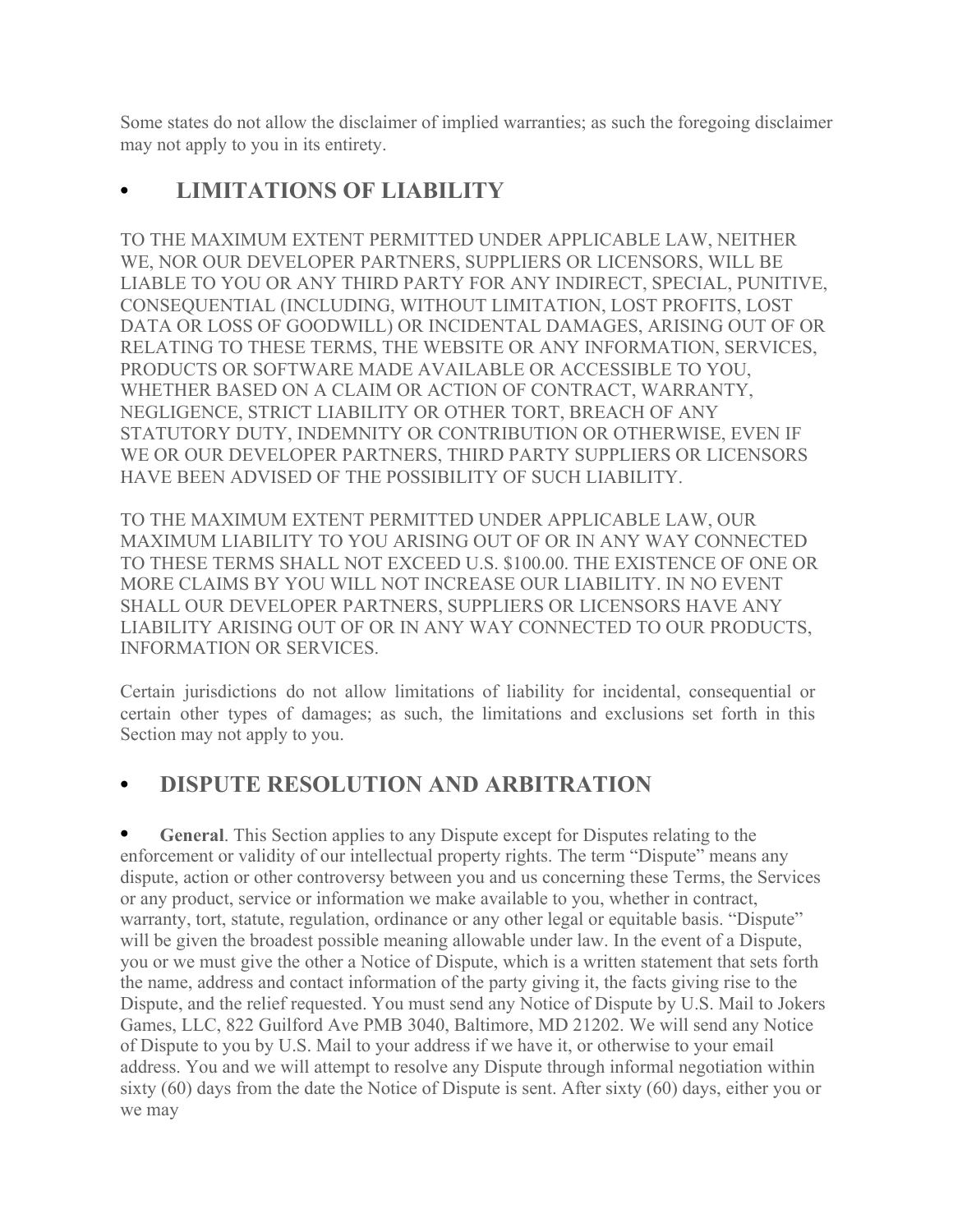Some states do not allow the disclaimer of implied warranties; as such the foregoing disclaimer may not apply to you in its entirety.

## • LIMITATIONS OF LIABILITY

TO THE MAXIMUM EXTENT PERMITTED UNDER APPLICABLE LAW, NEITHER WE, NOR OUR DEVELOPER PARTNERS, SUPPLIERS OR LICENSORS, WILL BE LIABLE TO YOU OR ANY THIRD PARTY FOR ANY INDIRECT, SPECIAL, PUNITIVE, CONSEQUENTIAL (INCLUDING, WITHOUT LIMITATION, LOST PROFITS, LOST DATA OR LOSS OF GOODWILL) OR INCIDENTAL DAMAGES, ARISING OUT OF OR RELATING TO THESE TERMS, THE WEBSITE OR ANY INFORMATION, SERVICES, PRODUCTS OR SOFTWARE MADE AVAILABLE OR ACCESSIBLE TO YOU, WHETHER BASED ON A CLAIM OR ACTION OF CONTRACT, WARRANTY, NEGLIGENCE, STRICT LIABILITY OR OTHER TORT, BREACH OF ANY STATUTORY DUTY, INDEMNITY OR CONTRIBUTION OR OTHERWISE, EVEN IF WE OR OUR DEVELOPER PARTNERS, THIRD PARTY SUPPLIERS OR LICENSORS HAVE BEEN ADVISED OF THE POSSIBILITY OF SUCH LIABILITY.

TO THE MAXIMUM EXTENT PERMITTED UNDER APPLICABLE LAW, OUR MAXIMUM LIABILITY TO YOU ARISING OUT OF OR IN ANY WAY CONNECTED TO THESE TERMS SHALL NOT EXCEED U.S. $100.00. THE EXISTENCE OF ONE OR MORE CLAIMS BY YOU WILL NOT INCREASE OUR LIABILITY. IN NO EVENT SHALL OUR DEVELOPER PARTNERS, SUPPLIERS OR LICENSORS HAVE ANY LIABILITY ARISING OUT OF OR IN ANY WAY CONNECTED TO OUR PRODUCTS, INFORMATION OR SERVICES.

Certain jurisdictions do not allow limitations of liability for incidental, consequential or certain other types of damages; as such, the limitations and exclusions set forth in this Section may not apply to you.

## • DISPUTE RESOLUTION AND ARBITRATION

- **General**. This Section applies to any Dispute except for Disputes relating to the enforcement or validity of our intellectual property rights. The term “Dispute” means any dispute, action or other controversy between you and us concerning these Terms, the Services or any product, service or information we make available to you, whether in contract, warranty, tort, statute, regulation, ordinance or any other legal or equitable basis. “Dispute” will be given the broadest possible meaning allowable under law. In the event of a Dispute, you or we must give the other a Notice of Dispute, which is a written statement that sets forth the name, address and contact information of the party giving it, the facts giving rise to the Dispute, and the relief requested. You must send any Notice of Dispute by U.S. Mail to Jokers Games, LLC, 822 Guilford Ave PMB 3040, Baltimore, MD 21202. We will send any Notice of Dispute to you by U.S. Mail to your address if we have it, or otherwise to your email address. You and we will attempt to resolve any Dispute through informal negotiation within sixty (60) days from the date the Notice of Dispute is sent. After sixty (60) days, either you or we may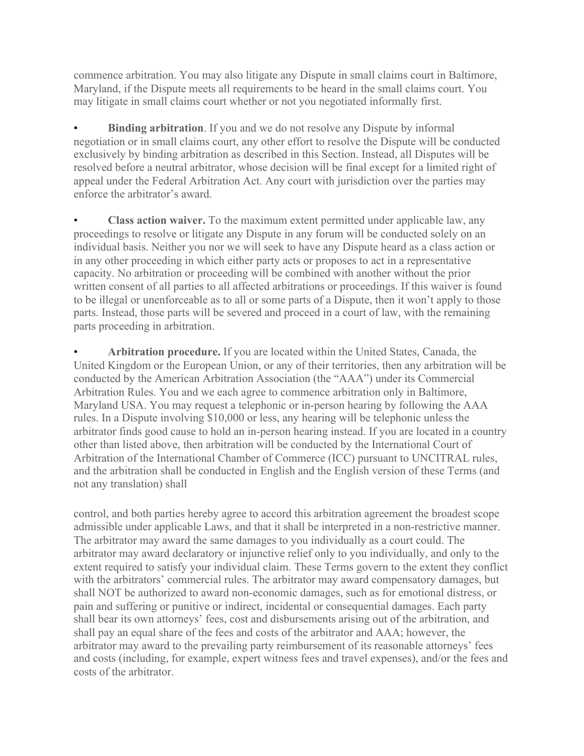commence arbitration. You may also litigate any Dispute in small claims court in Baltimore, Maryland, if the Dispute meets all requirements to be heard in the small claims court. You may litigate in small claims court whether or not you negotiated informally first.

- **Binding arbitration**. If you and we do not resolve any Dispute by informal negotiation or in small claims court, any other effort to resolve the Dispute will be conducted exclusively by binding arbitration as described in this Section. Instead, all Disputes will be resolved before a neutral arbitrator, whose decision will be final except for a limited right of appeal under the Federal Arbitration Act. Any court with jurisdiction over the parties may enforce the arbitrator's award.

- **Class action waiver.** To the maximum extent permitted under applicable law, any proceedings to resolve or litigate any Dispute in any forum will be conducted solely on an individual basis. Neither you nor we will seek to have any Dispute heard as a class action or in any other proceeding in which either party acts or proposes to act in a representative capacity. No arbitration or proceeding will be combined with another without the prior written consent of all parties to all affected arbitrations or proceedings. If this waiver is found to be illegal or unenforceable as to all or some parts of a Dispute, then it won't apply to those parts. Instead, those parts will be severed and proceed in a court of law, with the remaining parts proceeding in arbitration.

- **Arbitration procedure.** If you are located within the United States, Canada, the United Kingdom or the European Union, or any of their territories, then any arbitration will be conducted by the American Arbitration Association (the "AAA") under its Commercial Arbitration Rules. You and we each agree to commence arbitration only in Baltimore, Maryland USA. You may request a telephonic or in-person hearing by following the AAA rules. In a Dispute involving $10,000 or less, any hearing will be telephonic unless the arbitrator finds good cause to hold an in-person hearing instead. If you are located in a country other than listed above, then arbitration will be conducted by the International Court of Arbitration of the International Chamber of Commerce (ICC) pursuant to UNCITRAL rules, and the arbitration shall be conducted in English and the English version of these Terms (and not any translation) shall control, and both parties hereby agree to accord this arbitration agreement the broadest scope admissible under applicable Laws, and that it shall be interpreted in a non-restrictive manner. The arbitrator may award the same damages to you individually as a court could. The arbitrator may award declaratory or injunctive relief only to you individually, and only to the extent required to satisfy your individual claim. These Terms govern to the extent they conflict with the arbitrators' commercial rules. The arbitrator may award compensatory damages, but shall NOT be authorized to award non-economic damages, such as for emotional distress, or pain and suffering or punitive or indirect, incidental or consequential damages. Each party shall bear its own attorneys' fees, cost and disbursements arising out of the arbitration, and shall pay an equal share of the fees and costs of the arbitrator and AAA; however, the arbitrator may award to the prevailing party reimbursement of its reasonable attorneys' fees and costs (including, for example, expert witness fees and travel expenses), and/or the fees and costs of the arbitrator.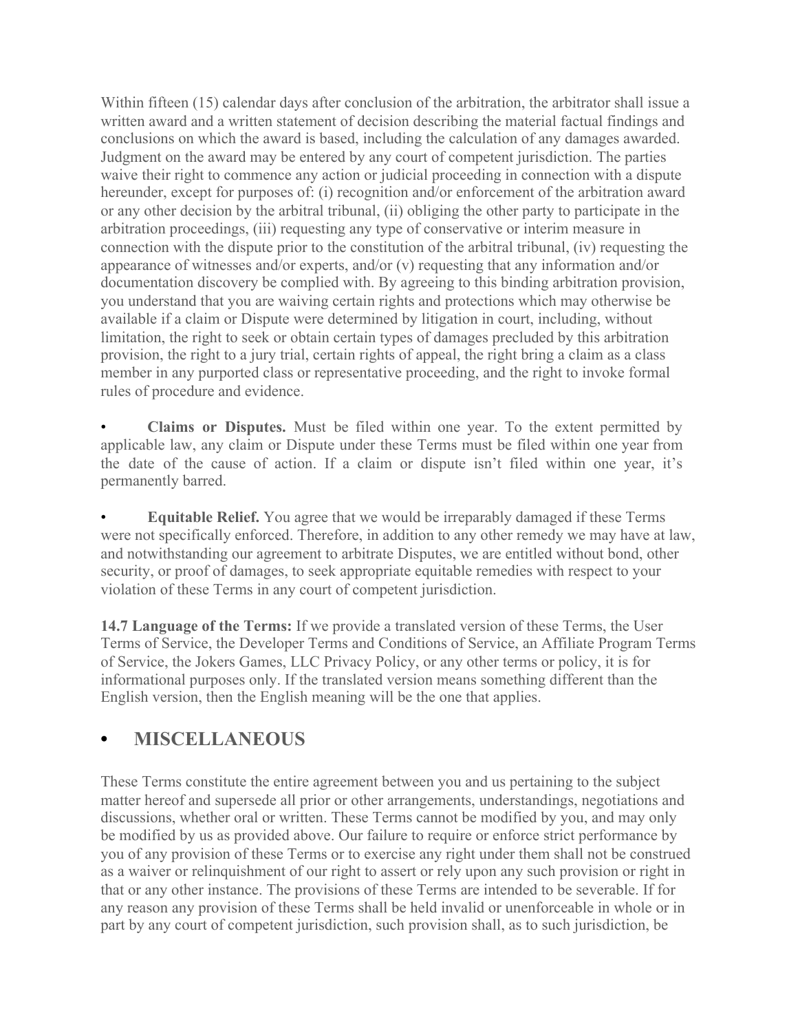Within fifteen (15) calendar days after conclusion of the arbitration, the arbitrator shall issue a written award and a written statement of decision describing the material factual findings and conclusions on which the award is based, including the calculation of any damages awarded. Judgment on the award may be entered by any court of competent jurisdiction. The parties waive their right to commence any action or judicial proceeding in connection with a dispute hereunder, except for purposes of: (i) recognition and/or enforcement of the arbitration award or any other decision by the arbitral tribunal, (ii) obliging the other party to participate in the arbitration proceedings, (iii) requesting any type of conservative or interim measure in connection with the dispute prior to the constitution of the arbitral tribunal, (iv) requesting the appearance of witnesses and/or experts, and/or (v) requesting that any information and/or documentation discovery be complied with. By agreeing to this binding arbitration provision, you understand that you are waiving certain rights and protections which may otherwise be available if a claim or Dispute were determined by litigation in court, including, without limitation, the right to seek or obtain certain types of damages precluded by this arbitration provision, the right to a jury trial, certain rights of appeal, the right bring a claim as a class member in any purported class or representative proceeding, and the right to invoke formal rules of procedure and evidence.

- **Claims or Disputes.** Must be filed within one year. To the extent permitted by applicable law, any claim or Dispute under these Terms must be filed within one year from the date of the cause of action. If a claim or dispute isn't filed within one year, it's permanently barred.

- **Equitable Relief.** You agree that we would be irreparably damaged if these Terms were not specifically enforced. Therefore, in addition to any other remedy we may have at law, and notwithstanding our agreement to arbitrate Disputes, we are entitled without bond, other security, or proof of damages, to seek appropriate equitable remedies with respect to your violation of these Terms in any court of competent jurisdiction.

**14.7 Language of the Terms:** If we provide a translated version of these Terms, the User Terms of Service, the Developer Terms and Conditions of Service, an Affiliate Program Terms of Service, the Jokers Games, LLC Privacy Policy, or any other terms or policy, it is for informational purposes only. If the translated version means something different than the English version, then the English meaning will be the one that applies.

## • MISCELLANEOUS

These Terms constitute the entire agreement between you and us pertaining to the subject matter hereof and supersede all prior or other arrangements, understandings, negotiations and discussions, whether oral or written. These Terms cannot be modified by you, and may only be modified by us as provided above. Our failure to require or enforce strict performance by you of any provision of these Terms or to exercise any right under them shall not be construed as a waiver or relinquishment of our right to assert or rely upon any such provision or right in that or any other instance. The provisions of these Terms are intended to be severable. If for any reason any provision of these Terms shall be held invalid or unenforceable in whole or in part by any court of competent jurisdiction, such provision shall, as to such jurisdiction, be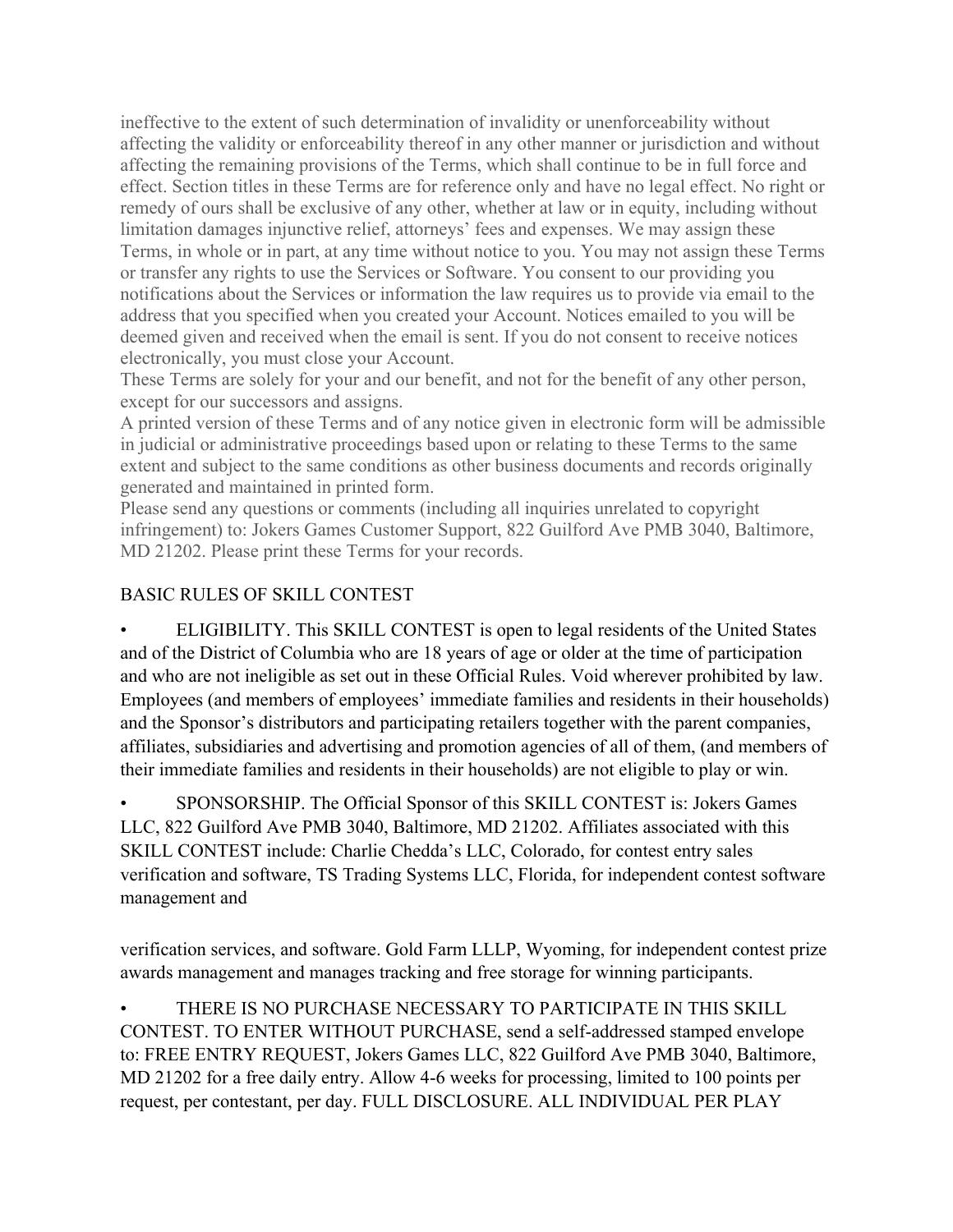ineffective to the extent of such determination of invalidity or unenforceability without affecting the validity or enforceability thereof in any other manner or jurisdiction and without affecting the remaining provisions of the Terms, which shall continue to be in full force and effect. Section titles in these Terms are for reference only and have no legal effect. No right or remedy of ours shall be exclusive of any other, whether at law or in equity, including without limitation damages injunctive relief, attorneys' fees and expenses. We may assign these Terms, in whole or in part, at any time without notice to you. You may not assign these Terms or transfer any rights to use the Services or Software. You consent to our providing you notifications about the Services or information the law requires us to provide via email to the address that you specified when you created your Account. Notices emailed to you will be deemed given and received when the email is sent. If you do not consent to receive notices electronically, you must close your Account.

These Terms are solely for your and our benefit, and not for the benefit of any other person, except for our successors and assigns.

A printed version of these Terms and of any notice given in electronic form will be admissible in judicial or administrative proceedings based upon or relating to these Terms to the same extent and subject to the same conditions as other business documents and records originally generated and maintained in printed form.

Please send any questions or comments (including all inquiries unrelated to copyright infringement) to: Jokers Games Customer Support, 822 Guilford Ave PMB 3040, Baltimore, MD 21202. Please print these Terms for your records.

## BASIC RULES OF SKILL CONTEST

- ELIGIBILITY. This SKILL CONTEST is open to legal residents of the United States and of the District of Columbia who are 18 years of age or older at the time of participation and who are not ineligible as set out in these Official Rules. Void wherever prohibited by law. Employees (and members of employees' immediate families and residents in their households) and the Sponsor's distributors and participating retailers together with the parent companies, affiliates, subsidiaries and advertising and promotion agencies of all of them, (and members of their immediate families and residents in their households) are not eligible to play or win.

- SPONSORSHIP. The Official Sponsor of this SKILL CONTEST is: Jokers Games LLC, 822 Guilford Ave PMB 3040, Baltimore, MD 21202. Affiliates associated with this SKILL CONTEST include: Charlie Chedda's LLC, Colorado, for contest entry sales verification and software, TS Trading Systems LLC, Florida, for independent contest software management and verification services, and software. Gold Farm LLLP, Wyoming, for independent contest prize awards management and manages tracking and free storage for winning participants.

- THERE IS NO PURCHASE NECESSARY TO PARTICIPATE IN THIS SKILL CONTEST. TO ENTER WITHOUT PURCHASE, send a self-addressed stamped envelope to: FREE ENTRY REQUEST, Jokers Games LLC, 822 Guilford Ave PMB 3040, Baltimore, MD 21202 for a free daily entry. Allow 4-6 weeks for processing, limited to 100 points per request, per contestant, per day. FULL DISCLOSURE. ALL INDIVIDUAL PER PLAY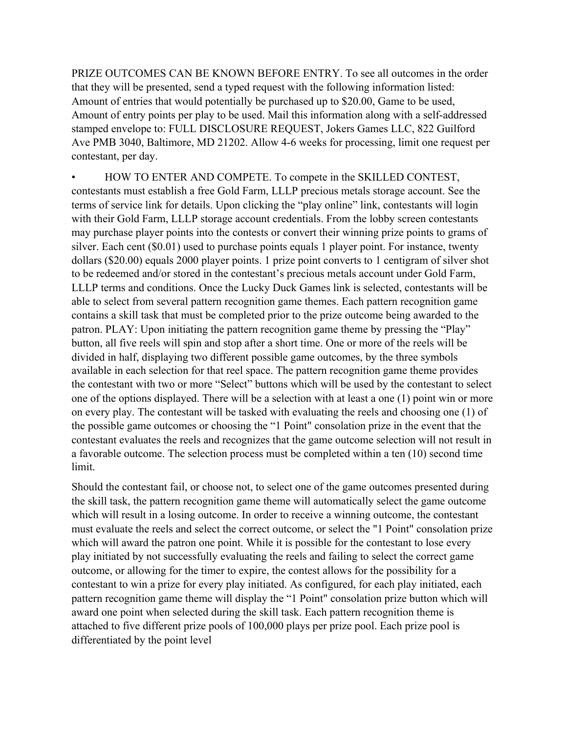PRIZE OUTCOMES CAN BE KNOWN BEFORE ENTRY. To see all outcomes in the order that they will be presented, send a typed request with the following information listed: Amount of entries that would potentially be purchased up to $20.00, Game to be used, Amount of entry points per play to be used. Mail this information along with a self-addressed stamped envelope to: FULL DISCLOSURE REQUEST, Jokers Games LLC, 822 Guilford Ave PMB 3040, Baltimore, MD 21202. Allow 4-6 weeks for processing, limit one request per contestant, per day.

- HOW TO ENTER AND COMPETE. To compete in the SKILLED CONTEST, contestants must establish a free Gold Farm, LLLP precious metals storage account. See the terms of service link for details. Upon clicking the "play online" link, contestants will login with their Gold Farm, LLLP storage account credentials. From the lobby screen contestants may purchase player points into the contests or convert their winning prize points to grams of silver. Each cent ($0.01) used to purchase points equals 1 player point. For instance, twenty dollars ($20.00) equals 2000 player points. 1 prize point converts to 1 centigram of silver shot to be redeemed and/or stored in the contestant's precious metals account under Gold Farm, LLLP terms and conditions. Once the Lucky Duck Games link is selected, contestants will be able to select from several pattern recognition game themes. Each pattern recognition game contains a skill task that must be completed prior to the prize outcome being awarded to the patron. PLAY: Upon initiating the pattern recognition game theme by pressing the "Play" button, all five reels will spin and stop after a short time. One or more of the reels will be divided in half, displaying two different possible game outcomes, by the three symbols available in each selection for that reel space. The pattern recognition game theme provides the contestant with two or more "Select" buttons which will be used by the contestant to select one of the options displayed. There will be a selection with at least a one (1) point win or more on every play. The contestant will be tasked with evaluating the reels and choosing one (1) of the possible game outcomes or choosing the "1 Point" consolation prize in the event that the contestant evaluates the reels and recognizes that the game outcome selection will not result in a favorable outcome. The selection process must be completed within a ten (10) second time limit.

Should the contestant fail, or choose not, to select one of the game outcomes presented during the skill task, the pattern recognition game theme will automatically select the game outcome which will result in a losing outcome. In order to receive a winning outcome, the contestant must evaluate the reels and select the correct outcome, or select the "1 Point" consolation prize which will award the patron one point. While it is possible for the contestant to lose every play initiated by not successfully evaluating the reels and failing to select the correct game outcome, or allowing for the timer to expire, the contest allows for the possibility for a contestant to win a prize for every play initiated. As configured, for each play initiated, each pattern recognition game theme will display the "1 Point" consolation prize button which will award one point when selected during the skill task. Each pattern recognition theme is attached to five different prize pools of 100,000 plays per prize pool. Each prize pool is differentiated by the point level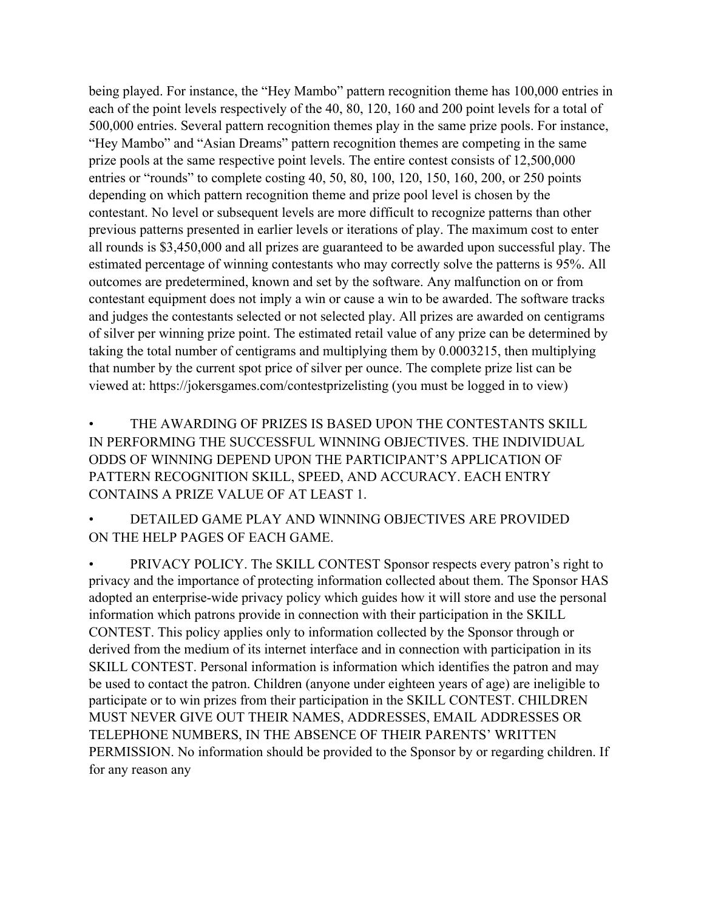being played. For instance, the "Hey Mambo" pattern recognition theme has 100,000 entries in each of the point levels respectively of the 40, 80, 120, 160 and 200 point levels for a total of 500,000 entries. Several pattern recognition themes play in the same prize pools. For instance, "Hey Mambo" and "Asian Dreams" pattern recognition themes are competing in the same prize pools at the same respective point levels. The entire contest consists of 12,500,000 entries or "rounds" to complete costing 40, 50, 80, 100, 120, 150, 160, 200, or 250 points depending on which pattern recognition theme and prize pool level is chosen by the contestant. No level or subsequent levels are more difficult to recognize patterns than other previous patterns presented in earlier levels or iterations of play. The maximum cost to enter all rounds is $3,450,000 and all prizes are guaranteed to be awarded upon successful play. The estimated percentage of winning contestants who may correctly solve the patterns is 95%. All outcomes are predetermined, known and set by the software. Any malfunction on or from contestant equipment does not imply a win or cause a win to be awarded. The software tracks and judges the contestants selected or not selected play. All prizes are awarded on centigrams of silver per winning prize point. The estimated retail value of any prize can be determined by taking the total number of centigrams and multiplying them by 0.0003215, then multiplying that number by the current spot price of silver per ounce. The complete prize list can be viewed at: https://jokersgames.com/contestprizelisting (you must be logged in to view)

- THE AWARDING OF PRIZES IS BASED UPON THE CONTESTANTS SKILL IN PERFORMING THE SUCCESSFUL WINNING OBJECTIVES. THE INDIVIDUAL ODDS OF WINNING DEPEND UPON THE PARTICIPANT'S APPLICATION OF PATTERN RECOGNITION SKILL, SPEED, AND ACCURACY. EACH ENTRY CONTAINS A PRIZE VALUE OF AT LEAST 1.

- DETAILED GAME PLAY AND WINNING OBJECTIVES ARE PROVIDED ON THE HELP PAGES OF EACH GAME.

- PRIVACY POLICY. The SKILL CONTEST Sponsor respects every patron's right to privacy and the importance of protecting information collected about them. The Sponsor HAS adopted an enterprise-wide privacy policy which guides how it will store and use the personal information which patrons provide in connection with their participation in the SKILL CONTEST. This policy applies only to information collected by the Sponsor through or derived from the medium of its internet interface and in connection with participation in its SKILL CONTEST. Personal information is information which identifies the patron and may be used to contact the patron. Children (anyone under eighteen years of age) are ineligible to participate or to win prizes from their participation in the SKILL CONTEST. CHILDREN MUST NEVER GIVE OUT THEIR NAMES, ADDRESSES, EMAIL ADDRESSES OR TELEPHONE NUMBERS, IN THE ABSENCE OF THEIR PARENTS' WRITTEN PERMISSION. No information should be provided to the Sponsor by or regarding children. If for any reason any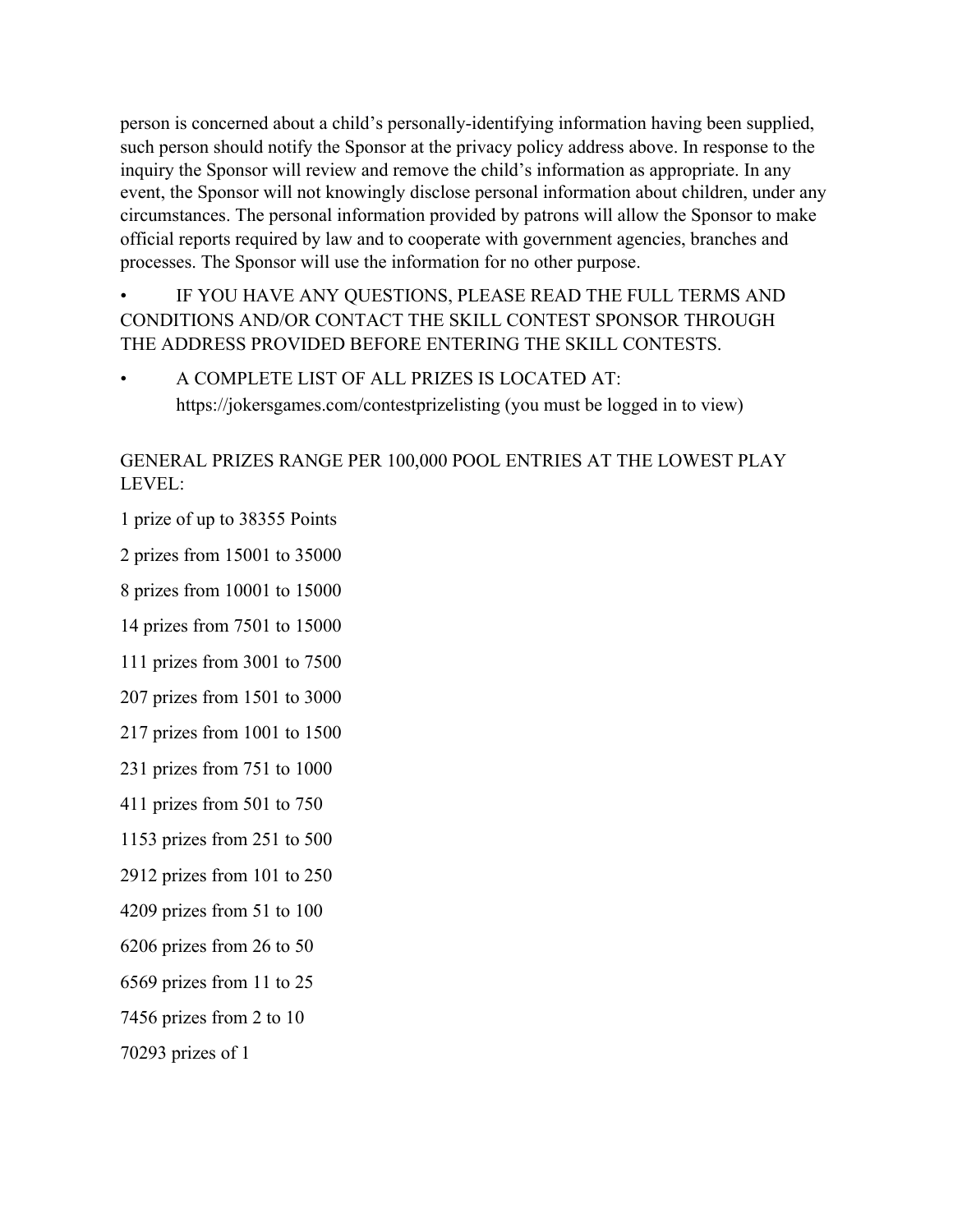person is concerned about a child's personally-identifying information having been supplied, such person should notify the Sponsor at the privacy policy address above. In response to the inquiry the Sponsor will review and remove the child's information as appropriate. In any event, the Sponsor will not knowingly disclose personal information about children, under any circumstances. The personal information provided by patrons will allow the Sponsor to make official reports required by law and to cooperate with government agencies, branches and processes. The Sponsor will use the information for no other purpose.

- IF YOU HAVE ANY QUESTIONS, PLEASE READ THE FULL TERMS AND CONDITIONS AND/OR CONTACT THE SKILL CONTEST SPONSOR THROUGH THE ADDRESS PROVIDED BEFORE ENTERING THE SKILL CONTESTS.
- A COMPLETE LIST OF ALL PRIZES IS LOCATED AT: https://jokersgames.com/contestprizelisting (you must be logged in to view)

GENERAL PRIZES RANGE PER 100,000 POOL ENTRIES AT THE LOWEST PLAY LEVEL:

1 prize of up to 38355 Points

2 prizes from 15001 to 35000

8 prizes from 10001 to 15000

14 prizes from 7501 to 15000

111 prizes from 3001 to 7500

207 prizes from 1501 to 3000

217 prizes from 1001 to 1500

231 prizes from 751 to 1000

411 prizes from 501 to 750

1153 prizes from 251 to 500

2912 prizes from 101 to 250

4209 prizes from 51 to 100

6206 prizes from 26 to 50

6569 prizes from 11 to 25

7456 prizes from 2 to 10

70293 prizes of 1